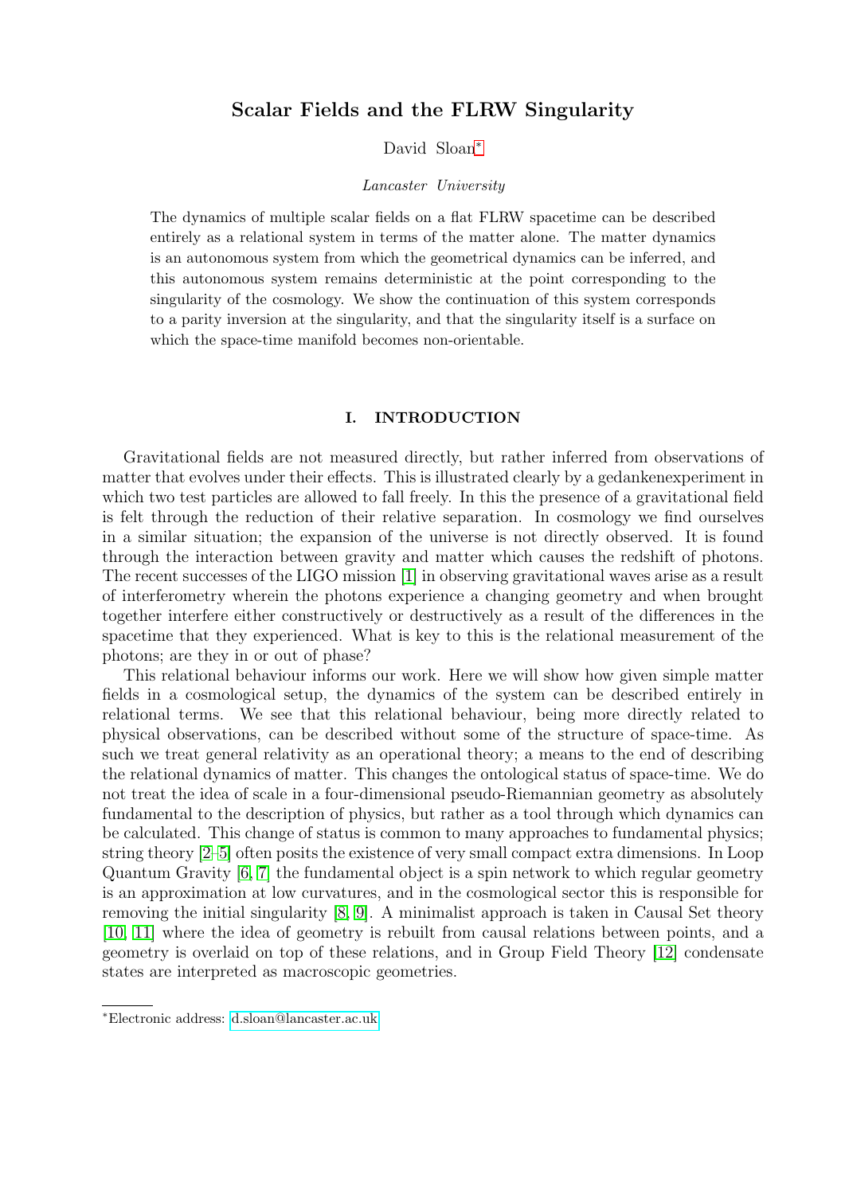# Scalar Fields and the FLRW Singularity

David Sloan*

*Lancaster University*

The dynamics of multiple scalar fields on a flat FLRW spacetime can be described entirely as a relational system in terms of the matter alone. The matter dynamics is an autonomous system from which the geometrical dynamics can be inferred, and this autonomous system remains deterministic at the point corresponding to the singularity of the cosmology. We show the continuation of this system corresponds to a parity inversion at the singularity, and that the singularity itself is a surface on which the space-time manifold becomes non-orientable.

## I. INTRODUCTION

Gravitational fields are not measured directly, but rather inferred from observations of matter that evolves under their effects. This is illustrated clearly by a gedankenexperiment in which two test particles are allowed to fall freely. In this the presence of a gravitational field is felt through the reduction of their relative separation. In cosmology we find ourselves in a similar situation; the expansion of the universe is not directly observed. It is found through the interaction between gravity and matter which causes the redshift of photons. The recent successes of the LIGO mission [1] in observing gravitational waves arise as a result of interferometry wherein the photons experience a changing geometry and when brought together interfere either constructively or destructively as a result of the differences in the spacetime that they experienced. What is key to this is the relational measurement of the photons; are they in or out of phase?

This relational behaviour informs our work. Here we will show how given simple matter fields in a cosmological setup, the dynamics of the system can be described entirely in relational terms. We see that this relational behaviour, being more directly related to physical observations, can be described without some of the structure of space-time. As such we treat general relativity as an operational theory; a means to the end of describing the relational dynamics of matter. This changes the ontological status of space-time. We do not treat the idea of scale in a four-dimensional pseudo-Riemannian geometry as absolutely fundamental to the description of physics, but rather as a tool through which dynamics can be calculated. This change of status is common to many approaches to fundamental physics; string theory [2–5] often posits the existence of very small compact extra dimensions. In Loop Quantum Gravity [6, 7] the fundamental object is a spin network to which regular geometry is an approximation at low curvatures, and in the cosmological sector this is responsible for removing the initial singularity [8, 9]. A minimalist approach is taken in Causal Set theory [10, 11] where the idea of geometry is rebuilt from causal relations between points, and a geometry is overlaid on top of these relations, and in Group Field Theory [12] condensate states are interpreted as macroscopic geometries.

*Electronic address: d.sloan@lancaster.ac.uk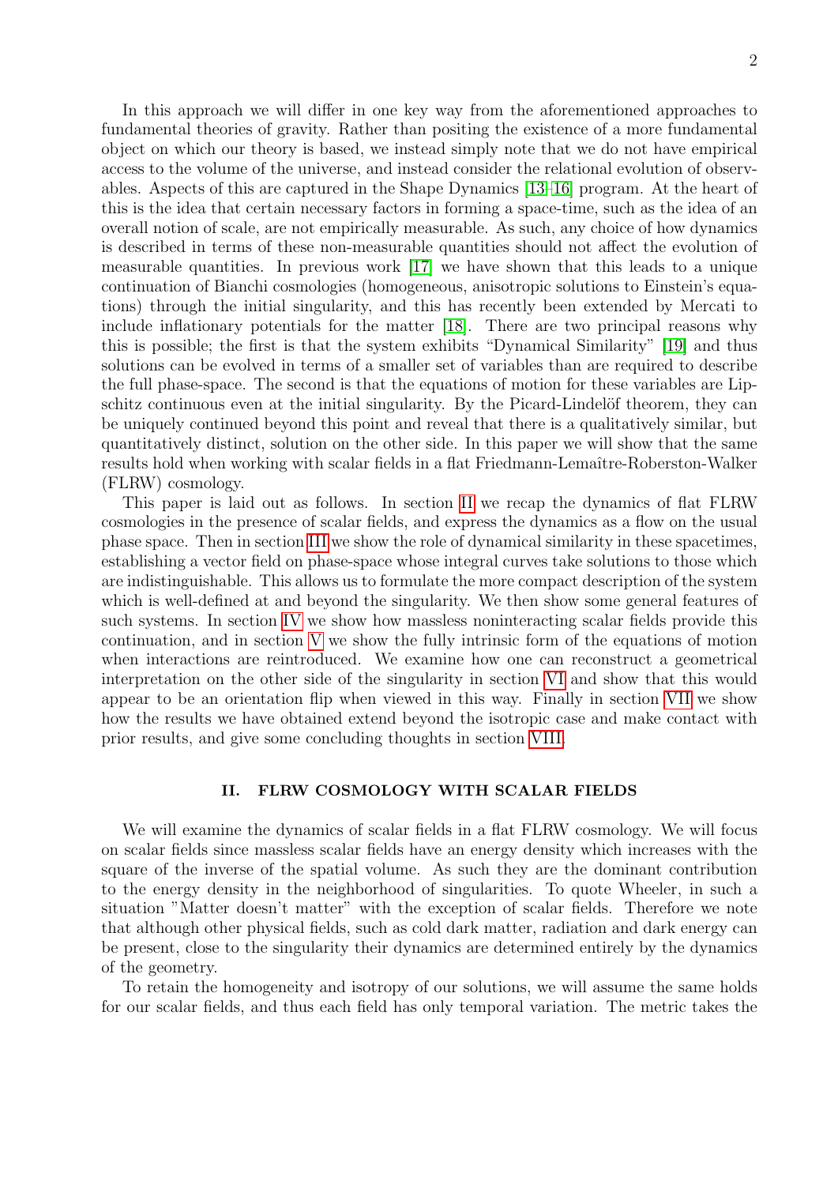In this approach we will differ in one key way from the aforementioned approaches to fundamental theories of gravity. Rather than positing the existence of a more fundamental object on which our theory is based, we instead simply note that we do not have empirical access to the volume of the universe, and instead consider the relational evolution of observables. Aspects of this are captured in the Shape Dynamics [13–16] program. At the heart of this is the idea that certain necessary factors in forming a space-time, such as the idea of an overall notion of scale, are not empirically measurable. As such, any choice of how dynamics is described in terms of these non-measurable quantities should not affect the evolution of measurable quantities. In previous work [17] we have shown that this leads to a unique continuation of Bianchi cosmologies (homogeneous, anisotropic solutions to Einstein's equations) through the initial singularity, and this has recently been extended by Mercati to include inflationary potentials for the matter [18]. There are two principal reasons why this is possible; the first is that the system exhibits "Dynamical Similarity" [19] and thus solutions can be evolved in terms of a smaller set of variables than are required to describe the full phase-space. The second is that the equations of motion for these variables are Lipschitz continuous even at the initial singularity. By the Picard-Lindelöf theorem, they can be uniquely continued beyond this point and reveal that there is a qualitatively similar, but quantitatively distinct, solution on the other side. In this paper we will show that the same results hold when working with scalar fields in a flat Friedmann-Lemaître-Roberston-Walker (FLRW) cosmology.

This paper is laid out as follows. In section II we recap the dynamics of flat FLRW cosmologies in the presence of scalar fields, and express the dynamics as a flow on the usual phase space. Then in section III we show the role of dynamical similarity in these spacetimes, establishing a vector field on phase-space whose integral curves take solutions to those which are indistinguishable. This allows us to formulate the more compact description of the system which is well-defined at and beyond the singularity. We then show some general features of such systems. In section IV we show how massless noninteracting scalar fields provide this continuation, and in section V we show the fully intrinsic form of the equations of motion when interactions are reintroduced. We examine how one can reconstruct a geometrical interpretation on the other side of the singularity in section VI and show that this would appear to be an orientation flip when viewed in this way. Finally in section VII we show how the results we have obtained extend beyond the isotropic case and make contact with prior results, and give some concluding thoughts in section VIII.

## II. FLRW COSMOLOGY WITH SCALAR FIELDS

We will examine the dynamics of scalar fields in a flat FLRW cosmology. We will focus on scalar fields since massless scalar fields have an energy density which increases with the square of the inverse of the spatial volume. As such they are the dominant contribution to the energy density in the neighborhood of singularities. To quote Wheeler, in such a situation "Matter doesn't matter" with the exception of scalar fields. Therefore we note that although other physical fields, such as cold dark matter, radiation and dark energy can be present, close to the singularity their dynamics are determined entirely by the dynamics of the geometry.

To retain the homogeneity and isotropy of our solutions, we will assume the same holds for our scalar fields, and thus each field has only temporal variation. The metric takes the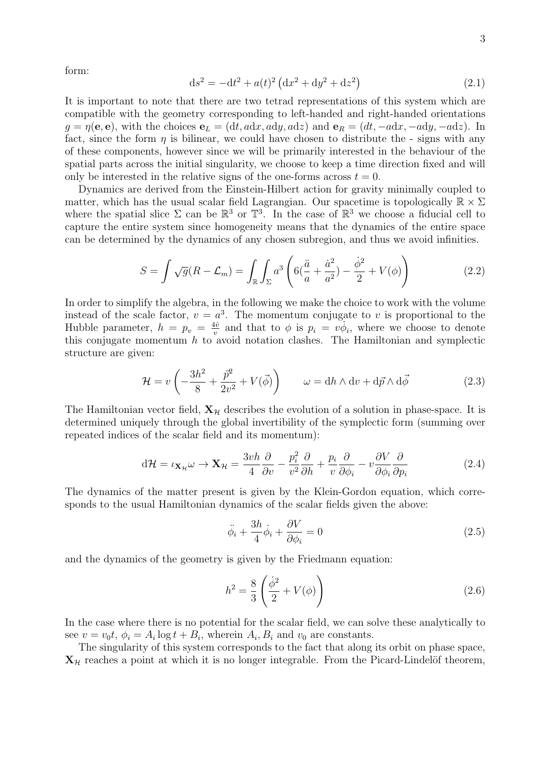form:

$$\mathrm{d}s^2 = -\mathrm{d}t^2 + a(t)^2\left(\mathrm{d}x^2 + \mathrm{d}y^2 + \mathrm{d}z^2\right) \tag{2.1}$$

It is important to note that there are two tetrad representations of this system which are compatible with the geometry corresponding to left-handed and right-handed orientations $g = \eta(\mathbf{e}, \mathbf{e})$, with the choices $\mathbf{e}_L = (\mathrm{d}t, a\mathrm{d}x, a\mathrm{d}y, a\mathrm{d}z)$ and $\mathbf{e}_R = (dt, -a\mathrm{d}x, -a\mathrm{d}y, -a\mathrm{d}z)$. In fact, since the form $\eta$ is bilinear, we could have chosen to distribute the - signs with any of these components, however since we will be primarily interested in the behaviour of the spatial parts across the initial singularity, we choose to keep a time direction fixed and will only be interested in the relative signs of the one-forms across $t = 0$.

Dynamics are derived from the Einstein-Hilbert action for gravity minimally coupled to matter, which has the usual scalar field Lagrangian. Our spacetime is topologically $\mathbb{R} \times \Sigma$ where the spatial slice $\Sigma$ can be $\mathbb{R}^3$ or $\mathbb{T}^3$. In the case of $\mathbb{R}^3$ we choose a fiducial cell to capture the entire system since homogeneity means that the dynamics of the entire space can be determined by the dynamics of any chosen subregion, and thus we avoid infinities.

$$S = \int \sqrt{g}(R - \mathcal{L}_m) = \int_{\mathbb{R}}\int_{\Sigma} a^3\left(6\left(\frac{\ddot{a}}{a} + \frac{\dot{a}^2}{a^2}\right) - \frac{\dot{\phi}^2}{2} + V(\phi)\right) \tag{2.2}$$

In order to simplify the algebra, in the following we make the choice to work with the volume instead of the scale factor, $v = a^3$. The momentum conjugate to $v$ is proportional to the Hubble parameter, $h = p_v = \frac{4\dot{v}}{v}$ and that to $\phi$ is $p_i = v\dot{\phi}_i$, where we choose to denote this conjugate momentum $h$ to avoid notation clashes. The Hamiltonian and symplectic structure are given:

$$\mathcal{H} = v\left(-\frac{3h^2}{8} + \frac{\vec{p}^2}{2v^2} + V(\vec{\phi})\right) \qquad \omega = \mathrm{d}h \wedge \mathrm{d}v + \mathrm{d}\vec{p} \wedge \mathrm{d}\vec{\phi} \tag{2.3}$$

The Hamiltonian vector field, $\mathbf{X}_{\mathcal{H}}$ describes the evolution of a solution in phase-space. It is determined uniquely through the global invertibility of the symplectic form (summing over repeated indices of the scalar field and its momentum):

$$\mathrm{d}\mathcal{H} = \iota_{\mathbf{X}_{\mathcal{H}}}\omega \rightarrow \mathbf{X}_{\mathcal{H}} = \frac{3vh}{4}\frac{\partial}{\partial v} - \frac{p_i^2}{v^2}\frac{\partial}{\partial h} + \frac{p_i}{v}\frac{\partial}{\partial \phi_i} - v\frac{\partial V}{\partial \phi_i}\frac{\partial}{\partial p_i} \tag{2.4}$$

The dynamics of the matter present is given by the Klein-Gordon equation, which corresponds to the usual Hamiltonian dynamics of the scalar fields given the above:

$$\ddot{\phi}_i + \frac{3h}{4}\dot{\phi}_i + \frac{\partial V}{\partial \phi_i} = 0 \tag{2.5}$$

and the dynamics of the geometry is given by the Friedmann equation:

$$h^2 = \frac{8}{3}\left(\frac{\dot{\phi}^2}{2} + V(\phi)\right) \tag{2.6}$$

In the case where there is no potential for the scalar field, we can solve these analytically to see $v = v_0 t$, $\phi_i = A_i \log t + B_i$, wherein $A_i, B_i$ and $v_0$ are constants.

The singularity of this system corresponds to the fact that along its orbit on phase space, $\mathbf{X}_{\mathcal{H}}$ reaches a point at which it is no longer integrable. From the Picard-Lindelöf theorem,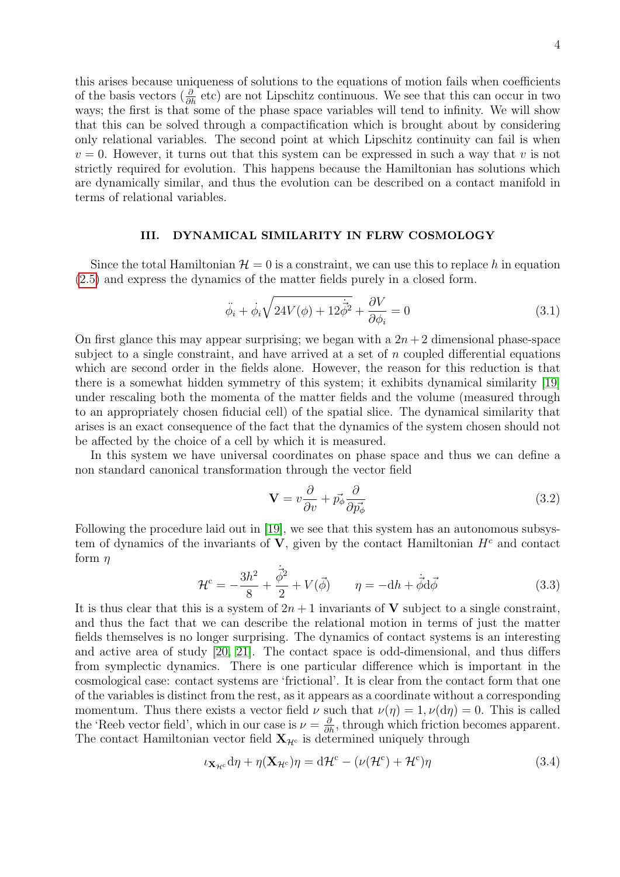this arises because uniqueness of solutions to the equations of motion fails when coefficients of the basis vectors ($\frac{\partial}{\partial h}$ etc) are not Lipschitz continuous. We see that this can occur in two ways; the first is that some of the phase space variables will tend to infinity. We will show that this can be solved through a compactification which is brought about by considering only relational variables. The second point at which Lipschitz continuity can fail is when $v = 0$. However, it turns out that this system can be expressed in such a way that $v$ is not strictly required for evolution. This happens because the Hamiltonian has solutions which are dynamically similar, and thus the evolution can be described on a contact manifold in terms of relational variables.

## III. DYNAMICAL SIMILARITY IN FLRW COSMOLOGY

Since the total Hamiltonian $\mathcal{H} = 0$ is a constraint, we can use this to replace $h$ in equation (2.5) and express the dynamics of the matter fields purely in a closed form.

$$\ddot{\phi}_i + \dot{\phi}_i\sqrt{24V(\phi) + 12\dot{\vec{\phi}}^2} + \frac{\partial V}{\partial \phi_i} = 0 \tag{3.1}$$

On first glance this may appear surprising; we began with a $2n+2$ dimensional phase-space subject to a single constraint, and have arrived at a set of $n$ coupled differential equations which are second order in the fields alone. However, the reason for this reduction is that there is a somewhat hidden symmetry of this system; it exhibits dynamical similarity [19] under rescaling both the momenta of the matter fields and the volume (measured through to an appropriately chosen fiducial cell) of the spatial slice. The dynamical similarity that arises is an exact consequence of the fact that the dynamics of the system chosen should not be affected by the choice of a cell by which it is measured.

In this system we have universal coordinates on phase space and thus we can define a non standard canonical transformation through the vector field

$$\mathbf{V} = v\frac{\partial}{\partial v} + \vec{p_\phi}\frac{\partial}{\partial \vec{p_\phi}} \tag{3.2}$$

Following the procedure laid out in [19], we see that this system has an autonomous subsystem of dynamics of the invariants of $\mathbf{V}$, given by the contact Hamiltonian $H^c$ and contact form $\eta$

$$\mathcal{H}^{\mathrm{c}} = -\frac{3h^2}{8} + \frac{\dot{\vec{\phi}}^2}{2} + V(\vec{\phi}) \qquad \eta = -\mathrm{d}h + \dot{\vec{\phi}}\mathrm{d}\vec{\phi} \tag{3.3}$$

It is thus clear that this is a system of $2n+1$ invariants of $\mathbf{V}$ subject to a single constraint, and thus the fact that we can describe the relational motion in terms of just the matter fields themselves is no longer surprising. The dynamics of contact systems is an interesting and active area of study [20, 21]. The contact space is odd-dimensional, and thus differs from symplectic dynamics. There is one particular difference which is important in the cosmological case: contact systems are 'frictional'. It is clear from the contact form that one of the variables is distinct from the rest, as it appears as a coordinate without a corresponding momentum. Thus there exists a vector field $\nu$ such that $\nu(\eta) = 1, \nu(\mathrm{d}\eta) = 0$. This is called the 'Reeb vector field', which in our case is $\nu = \frac{\partial}{\partial h}$, through which friction becomes apparent. The contact Hamiltonian vector field $\mathbf{X}_{\mathcal{H}^{\mathrm{c}}}$ is determined uniquely through

$$\iota_{\mathbf{X}_{\mathcal{H}^{\mathrm{c}}}}\mathrm{d}\eta + \eta(\mathbf{X}_{\mathcal{H}^{\mathrm{c}}})\eta = \mathrm{d}\mathcal{H}^{\mathrm{c}} - (\nu(\mathcal{H}^{\mathrm{c}}) + \mathcal{H}^{\mathrm{c}})\eta \tag{3.4}$$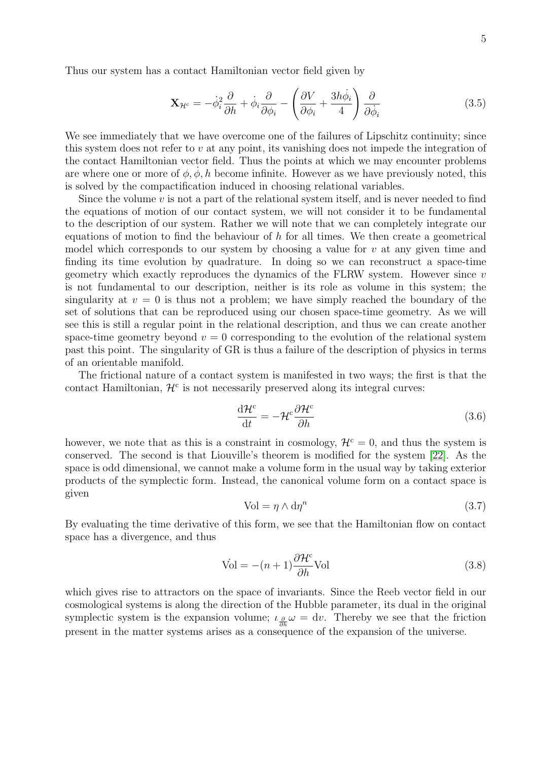Thus our system has a contact Hamiltonian vector field given by

$$
\mathbf{X}_{\mathcal{H}^{c}} = -\dot{\phi}_i^2 \frac{\partial}{\partial h} + \dot{\phi}_i \frac{\partial}{\partial \phi_i} - \left( \frac{\partial V}{\partial \phi_i} + \frac{3h\dot{\phi}_i}{4} \right) \frac{\partial}{\partial \dot{\phi}_i} \tag{3.5}
$$

We see immediately that we have overcome one of the failures of Lipschitz continuity; since this system does not refer to $v$ at any point, its vanishing does not impede the integration of the contact Hamiltonian vector field. Thus the points at which we may encounter problems are where one or more of $\phi, \dot{\phi}, h$ become infinite. However as we have previously noted, this is solved by the compactification induced in choosing relational variables.

Since the volume $v$ is not a part of the relational system itself, and is never needed to find the equations of motion of our contact system, we will not consider it to be fundamental to the description of our system. Rather we will note that we can completely integrate our equations of motion to find the behaviour of $h$ for all times. We then create a geometrical model which corresponds to our system by choosing a value for $v$ at any given time and finding its time evolution by quadrature. In doing so we can reconstruct a space-time geometry which exactly reproduces the dynamics of the FLRW system. However since $v$ is not fundamental to our description, neither is its role as volume in this system; the singularity at $v = 0$ is thus not a problem; we have simply reached the boundary of the set of solutions that can be reproduced using our chosen space-time geometry. As we will see this is still a regular point in the relational description, and thus we can create another space-time geometry beyond $v = 0$ corresponding to the evolution of the relational system past this point. The singularity of GR is thus a failure of the description of physics in terms of an orientable manifold.

The frictional nature of a contact system is manifested in two ways; the first is that the contact Hamiltonian, $\mathcal{H}^{c}$ is not necessarily preserved along its integral curves:

$$
\frac{\mathrm{d}\mathcal{H}^{c}}{\mathrm{d}t} = -\mathcal{H}^{c} \frac{\partial \mathcal{H}^{c}}{\partial h} \tag{3.6}
$$

however, we note that as this is a constraint in cosmology, $\mathcal{H}^{c} = 0$, and thus the system is conserved. The second is that Liouville's theorem is modified for the system [22]. As the space is odd dimensional, we cannot make a volume form in the usual way by taking exterior products of the symplectic form. Instead, the canonical volume form on a contact space is given

$$
\mathrm{Vol} = \eta \wedge \mathrm{d}\eta^{n} \tag{3.7}
$$

By evaluating the time derivative of this form, we see that the Hamiltonian flow on contact space has a divergence, and thus

$$
\dot{\mathrm{Vol}} = -(n+1) \frac{\partial \mathcal{H}^{c}}{\partial h} \mathrm{Vol} \tag{3.8}
$$

which gives rise to attractors on the space of invariants. Since the Reeb vector field in our cosmological systems is along the direction of the Hubble parameter, its dual in the original symplectic system is the expansion volume; $\iota_{\frac{\partial}{\partial h}} \omega = \mathrm{d}v$. Thereby we see that the friction present in the matter systems arises as a consequence of the expansion of the universe.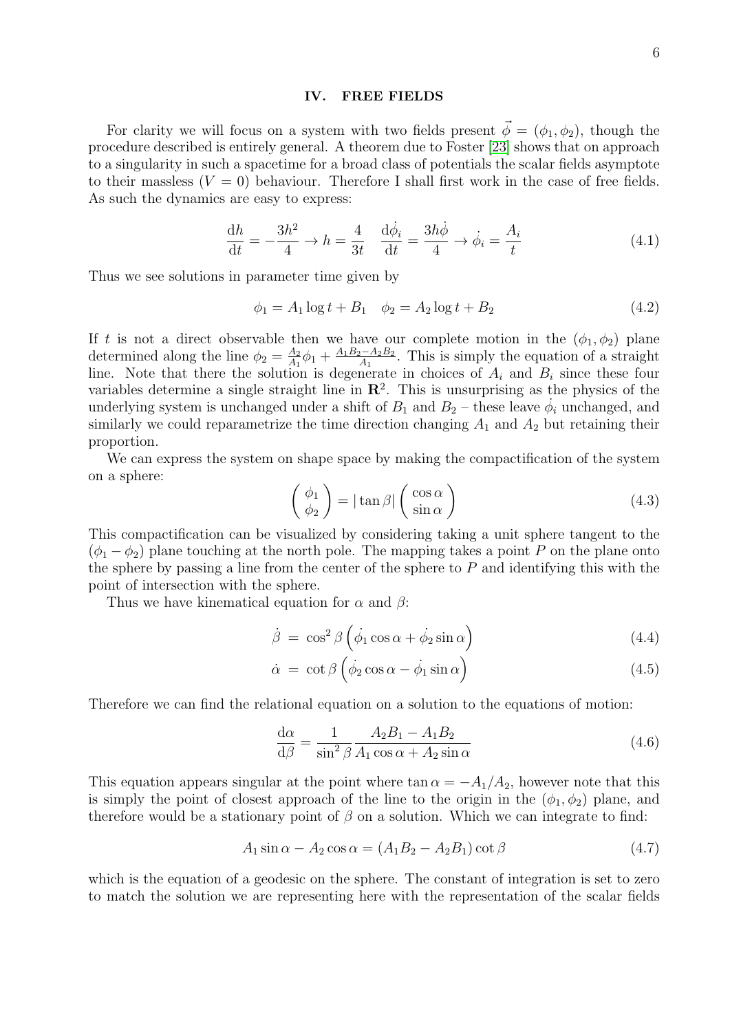## IV. FREE FIELDS

For clarity we will focus on a system with two fields present $\vec{\phi} = (\phi_1, \phi_2)$, though the procedure described is entirely general. A theorem due to Foster [23] shows that on approach to a singularity in such a spacetime for a broad class of potentials the scalar fields asymptote to their massless ($V = 0$) behaviour. Therefore I shall first work in the case of free fields. As such the dynamics are easy to express:

$$\frac{\mathrm{d}h}{\mathrm{d}t} = -\frac{3h^2}{4} \to h = \frac{4}{3t} \quad \frac{\mathrm{d}\dot{\phi}_i}{\mathrm{d}t} = \frac{3h\dot{\phi}}{4} \to \dot{\phi}_i = \frac{A_i}{t} \tag{4.1}$$

Thus we see solutions in parameter time given by

$$\phi_1 = A_1 \log t + B_1 \quad \phi_2 = A_2 \log t + B_2 \tag{4.2}$$

If $t$ is not a direct observable then we have our complete motion in the $(\phi_1, \phi_2)$ plane determined along the line $\phi_2 = \frac{A_2}{A_1}\phi_1 + \frac{A_1 B_2 - A_2 B_2}{A_1}$. This is simply the equation of a straight line. Note that there the solution is degenerate in choices of $A_i$ and $B_i$ since these four variables determine a single straight line in $\mathbf{R}^2$. This is unsurprising as the physics of the underlying system is unchanged under a shift of $B_1$ and $B_2$ – these leave $\dot{\phi}_i$ unchanged, and similarly we could reparametrize the time direction changing $A_1$ and $A_2$ but retaining their proportion.

We can express the system on shape space by making the compactification of the system on a sphere:

$$\begin{pmatrix} \phi_1 \\ \phi_2 \end{pmatrix} = |\tan\beta| \begin{pmatrix} \cos\alpha \\ \sin\alpha \end{pmatrix} \tag{4.3}$$

This compactification can be visualized by considering taking a unit sphere tangent to the $(\phi_1 - \phi_2)$ plane touching at the north pole. The mapping takes a point $P$ on the plane onto the sphere by passing a line from the center of the sphere to $P$ and identifying this with the point of intersection with the sphere.

Thus we have kinematical equation for $\alpha$ and $\beta$:

$$\dot{\beta} \ = \ \cos^2\beta \left(\dot{\phi_1}\cos\alpha + \dot{\phi_2}\sin\alpha\right) \tag{4.4}$$

$$\dot{\alpha} \ = \ \cot\beta \left(\dot{\phi_2}\cos\alpha - \dot{\phi_1}\sin\alpha\right) \tag{4.5}$$

Therefore we can find the relational equation on a solution to the equations of motion:

$$\frac{\mathrm{d}\alpha}{\mathrm{d}\beta} = \frac{1}{\sin^2\beta} \frac{A_2 B_1 - A_1 B_2}{A_1\cos\alpha + A_2\sin\alpha} \tag{4.6}$$

This equation appears singular at the point where $\tan\alpha = -A_1/A_2$, however note that this is simply the point of closest approach of the line to the origin in the $(\phi_1, \phi_2)$ plane, and therefore would be a stationary point of $\beta$ on a solution. Which we can integrate to find:

$$A_1\sin\alpha - A_2\cos\alpha = (A_1 B_2 - A_2 B_1)\cot\beta \tag{4.7}$$

which is the equation of a geodesic on the sphere. The constant of integration is set to zero to match the solution we are representing here with the representation of the scalar fields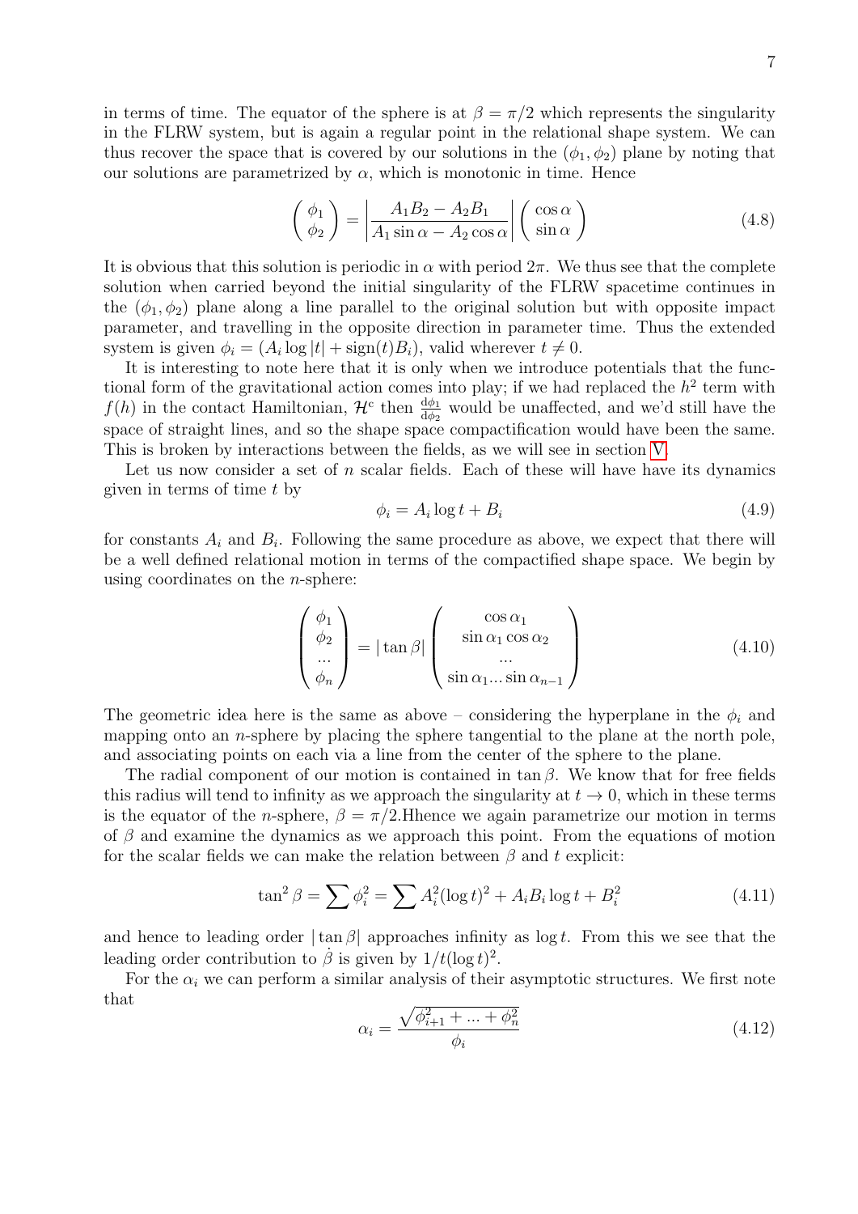in terms of time. The equator of the sphere is at $\beta = \pi/2$ which represents the singularity in the FLRW system, but is again a regular point in the relational shape system. We can thus recover the space that is covered by our solutions in the $(\phi_1, \phi_2)$ plane by noting that our solutions are parametrized by $\alpha$, which is monotonic in time. Hence

$$\begin{pmatrix} \phi_1 \\ \phi_2 \end{pmatrix} = \left| \frac{A_1 B_2 - A_2 B_1}{A_1 \sin\alpha - A_2 \cos\alpha} \right| \begin{pmatrix} \cos\alpha \\ \sin\alpha \end{pmatrix} \tag{4.8}$$

It is obvious that this solution is periodic in $\alpha$ with period $2\pi$. We thus see that the complete solution when carried beyond the initial singularity of the FLRW spacetime continues in the $(\phi_1, \phi_2)$ plane along a line parallel to the original solution but with opposite impact parameter, and travelling in the opposite direction in parameter time. Thus the extended system is given $\phi_i = (A_i \log|t| + \mathrm{sign}(t) B_i)$, valid wherever $t \neq 0$.

It is interesting to note here that it is only when we introduce potentials that the functional form of the gravitational action comes into play; if we had replaced the $h^2$ term with $f(h)$ in the contact Hamiltonian, $\mathcal{H}^c$ then $\frac{\mathrm{d}\phi_1}{\mathrm{d}\phi_2}$ would be unaffected, and we'd still have the space of straight lines, and so the shape space compactification would have been the same. This is broken by interactions between the fields, as we will see in section V.

Let us now consider a set of $n$ scalar fields. Each of these will have have its dynamics given in terms of time $t$ by

$$\phi_i = A_i \log t + B_i \tag{4.9}$$

for constants $A_i$ and $B_i$. Following the same procedure as above, we expect that there will be a well defined relational motion in terms of the compactified shape space. We begin by using coordinates on the $n$-sphere:

$$\begin{pmatrix} \phi_1 \\ \phi_2 \\ \ldots \\ \phi_n \end{pmatrix} = |\tan\beta| \begin{pmatrix} \cos\alpha_1 \\ \sin\alpha_1 \cos\alpha_2 \\ \ldots \\ \sin\alpha_1 \ldots \sin\alpha_{n-1} \end{pmatrix} \tag{4.10}$$

The geometric idea here is the same as above – considering the hyperplane in the $\phi_i$ and mapping onto an $n$-sphere by placing the sphere tangential to the plane at the north pole, and associating points on each via a line from the center of the sphere to the plane.

The radial component of our motion is contained in $\tan\beta$. We know that for free fields this radius will tend to infinity as we approach the singularity at $t \to 0$, which in these terms is the equator of the $n$-sphere, $\beta = \pi/2$.Hhence we again parametrize our motion in terms of $\beta$ and examine the dynamics as we approach this point. From the equations of motion for the scalar fields we can make the relation between $\beta$ and $t$ explicit:

$$\tan^2\beta = \sum \phi_i^2 = \sum A_i^2 (\log t)^2 + A_i B_i \log t + B_i^2 \tag{4.11}$$

and hence to leading order $|\tan\beta|$ approaches infinity as $\log t$. From this we see that the leading order contribution to $\dot{\beta}$ is given by $1/t(\log t)^2$.

For the $\alpha_i$ we can perform a similar analysis of their asymptotic structures. We first note that

$$\alpha_i = \frac{\sqrt{\phi_{i+1}^2 + \ldots + \phi_n^2}}{\phi_i} \tag{4.12}$$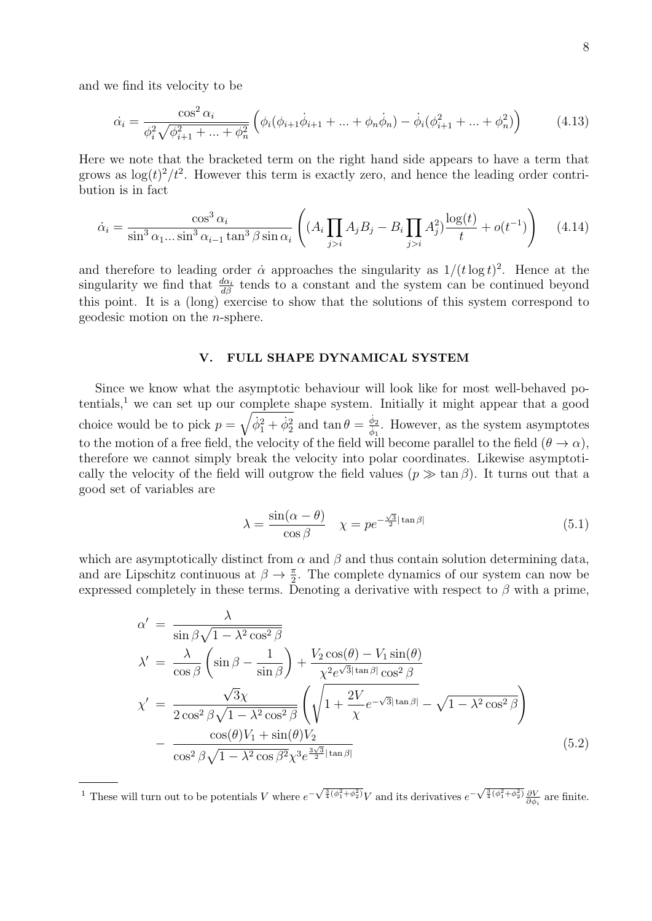and we find its velocity to be

$$\dot{\alpha}_i = \frac{\cos^2\alpha_i}{\phi_i^2\sqrt{\phi_{i+1}^2+...+\phi_n^2}}\left(\phi_i(\phi_{i+1}\dot{\phi}_{i+1}+...+\phi_n\dot{\phi}_n) - \dot{\phi}_i(\phi_{i+1}^2+...+\phi_n^2)\right) \tag{4.13}$$

Here we note that the bracketed term on the right hand side appears to have a term that grows as $\log(t)^2/t^2$. However this term is exactly zero, and hence the leading order contribution is in fact

$$\dot{\alpha}_i = \frac{\cos^3\alpha_i}{\sin^3\alpha_1...\sin^3\alpha_{i-1}\tan^3\beta\sin\alpha_i}\left((A_i\prod_{j>i}A_jB_j - B_i\prod_{j>i}A_j^2)\frac{\log(t)}{t} + o(t^{-1})\right) \tag{4.14}$$

and therefore to leading order $\dot{\alpha}$ approaches the singularity as $1/(t\log t)^2$. Hence at the singularity we find that $\frac{d\alpha_i}{d\beta}$ tends to a constant and the system can be continued beyond this point. It is a (long) exercise to show that the solutions of this system correspond to geodesic motion on the $n$-sphere.

## V. FULL SHAPE DYNAMICAL SYSTEM

Since we know what the asymptotic behaviour will look like for most well-behaved potentials,[1] we can set up our complete shape system. Initially it might appear that a good choice would be to pick $p = \sqrt{\dot{\phi}_1^2 + \dot{\phi}_2^2}$ and $\tan\theta = \frac{\dot{\phi}_2}{\dot{\phi}_1}$. However, as the system asymptotes to the motion of a free field, the velocity of the field will become parallel to the field ($\theta \to \alpha$), therefore we cannot simply break the velocity into polar coordinates. Likewise asymptotically the velocity of the field will outgrow the field values ($p \gg \tan\beta$). It turns out that a good set of variables are

$$\lambda = \frac{\sin(\alpha-\theta)}{\cos\beta} \quad \chi = pe^{-\frac{\sqrt{3}}{2}|\tan\beta|} \tag{5.1}$$

which are asymptotically distinct from $\alpha$ and $\beta$ and thus contain solution determining data, and are Lipschitz continuous at $\beta \to \frac{\pi}{2}$. The complete dynamics of our system can now be expressed completely in these terms. Denoting a derivative with respect to $\beta$ with a prime,

$$\begin{aligned}
\alpha' &= \frac{\lambda}{\sin\beta\sqrt{1-\lambda^2\cos^2\beta}} \\
\lambda' &= \frac{\lambda}{\cos\beta}\left(\sin\beta - \frac{1}{\sin\beta}\right) + \frac{V_2\cos(\theta) - V_1\sin(\theta)}{\chi^2 e^{\sqrt{3}|\tan\beta|}\cos^2\beta} \\
\chi' &= \frac{\sqrt{3}\chi}{2\cos^2\beta\sqrt{1-\lambda^2\cos^2\beta}}\left(\sqrt{1+\frac{2V}{\chi}e^{-\sqrt{3}|\tan\beta|}} - \sqrt{1-\lambda^2\cos^2\beta}\right) \\
&- \frac{\cos(\theta)V_1 + \sin(\theta)V_2}{\cos^2\beta\sqrt{1-\lambda^2\cos\beta^2}\chi^3 e^{\frac{3\sqrt{3}}{2}|\tan\beta|}}
\end{aligned} \tag{5.2}$$

---

[1] These will turn out to be potentials $V$ where $e^{-\sqrt{\frac{3}{4}(\phi_1^2+\phi_2^2)}}V$ and its derivatives $e^{-\sqrt{\frac{3}{4}(\phi_1^2+\phi_2^2)}}\frac{\partial V}{\partial\phi_i}$ are finite.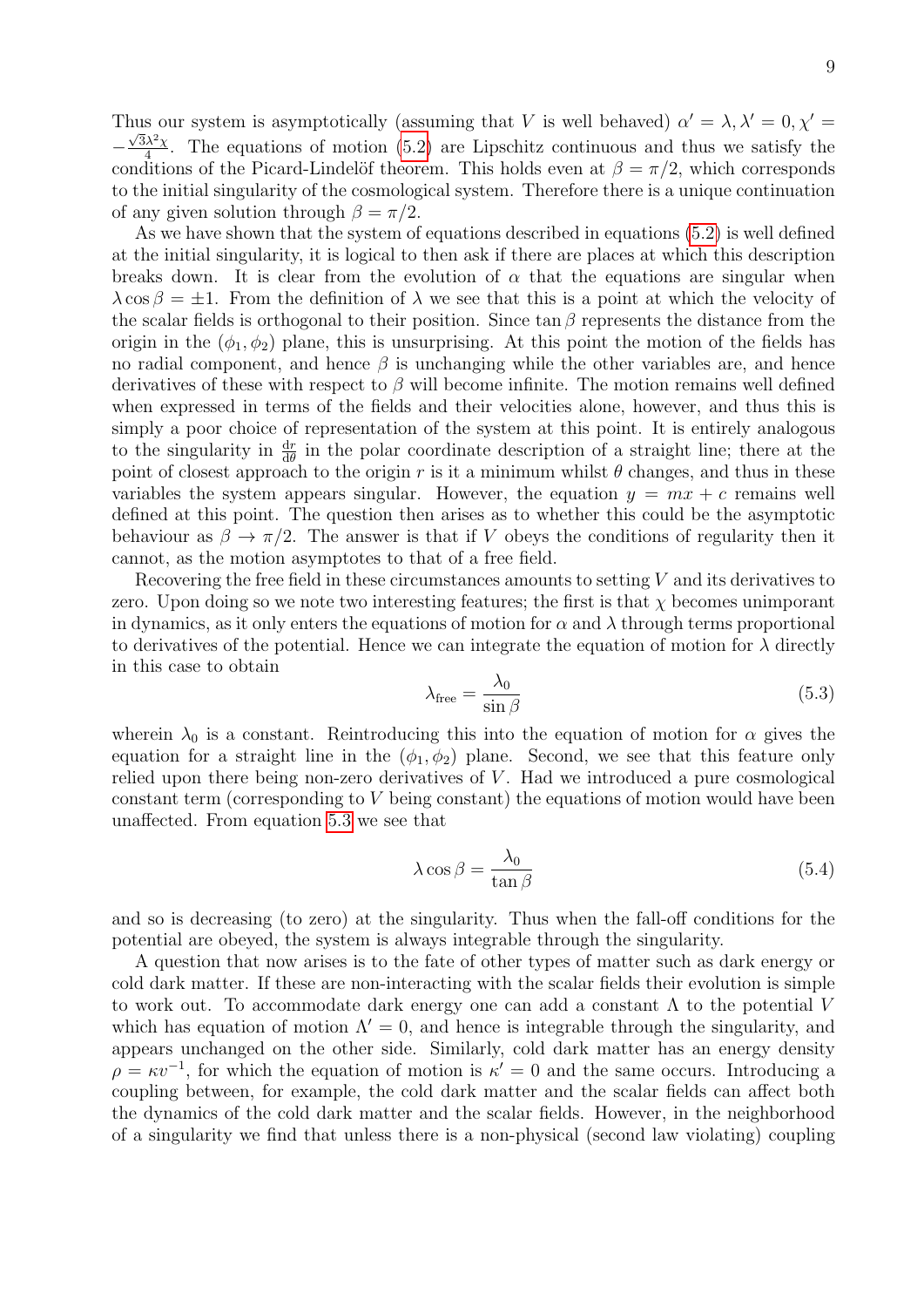Thus our system is asymptotically (assuming that $V$ is well behaved) $\alpha' = \lambda, \lambda' = 0, \chi' = -\frac{\sqrt{3}\lambda^2\chi}{4}$. The equations of motion (5.2) are Lipschitz continuous and thus we satisfy the conditions of the Picard-Lindelöf theorem. This holds even at $\beta = \pi/2$, which corresponds to the initial singularity of the cosmological system. Therefore there is a unique continuation of any given solution through $\beta = \pi/2$.

As we have shown that the system of equations described in equations (5.2) is well defined at the initial singularity, it is logical to then ask if there are places at which this description breaks down. It is clear from the evolution of $\alpha$ that the equations are singular when $\lambda \cos\beta = \pm 1$. From the definition of $\lambda$ we see that this is a point at which the velocity of the scalar fields is orthogonal to their position. Since $\tan\beta$ represents the distance from the origin in the $(\phi_1, \phi_2)$ plane, this is unsurprising. At this point the motion of the fields has no radial component, and hence $\beta$ is unchanging while the other variables are, and hence derivatives of these with respect to $\beta$ will become infinite. The motion remains well defined when expressed in terms of the fields and their velocities alone, however, and thus this is simply a poor choice of representation of the system at this point. It is entirely analogous to the singularity in $\frac{\mathrm{d}r}{\mathrm{d}\theta}$ in the polar coordinate description of a straight line; there at the point of closest approach to the origin $r$ is it a minimum whilst $\theta$ changes, and thus in these variables the system appears singular. However, the equation $y = mx + c$ remains well defined at this point. The question then arises as to whether this could be the asymptotic behaviour as $\beta \to \pi/2$. The answer is that if $V$ obeys the conditions of regularity then it cannot, as the motion asymptotes to that of a free field.

Recovering the free field in these circumstances amounts to setting $V$ and its derivatives to zero. Upon doing so we note two interesting features; the first is that $\chi$ becomes unimporant in dynamics, as it only enters the equations of motion for $\alpha$ and $\lambda$ through terms proportional to derivatives of the potential. Hence we can integrate the equation of motion for $\lambda$ directly in this case to obtain

$$\lambda_{\text{free}} = \frac{\lambda_0}{\sin\beta} \tag{5.3}$$

wherein $\lambda_0$ is a constant. Reintroducing this into the equation of motion for $\alpha$ gives the equation for a straight line in the $(\phi_1, \phi_2)$ plane. Second, we see that this feature only relied upon there being non-zero derivatives of $V$. Had we introduced a pure cosmological constant term (corresponding to $V$ being constant) the equations of motion would have been unaffected. From equation 5.3 we see that

$$\lambda \cos\beta = \frac{\lambda_0}{\tan\beta} \tag{5.4}$$

and so is decreasing (to zero) at the singularity. Thus when the fall-off conditions for the potential are obeyed, the system is always integrable through the singularity.

A question that now arises is to the fate of other types of matter such as dark energy or cold dark matter. If these are non-interacting with the scalar fields their evolution is simple to work out. To accommodate dark energy one can add a constant $\Lambda$ to the potential $V$ which has equation of motion $\Lambda' = 0$, and hence is integrable through the singularity, and appears unchanged on the other side. Similarly, cold dark matter has an energy density $\rho = \kappa v^{-1}$, for which the equation of motion is $\kappa' = 0$ and the same occurs. Introducing a coupling between, for example, the cold dark matter and the scalar fields can affect both the dynamics of the cold dark matter and the scalar fields. However, in the neighborhood of a singularity we find that unless there is a non-physical (second law violating) coupling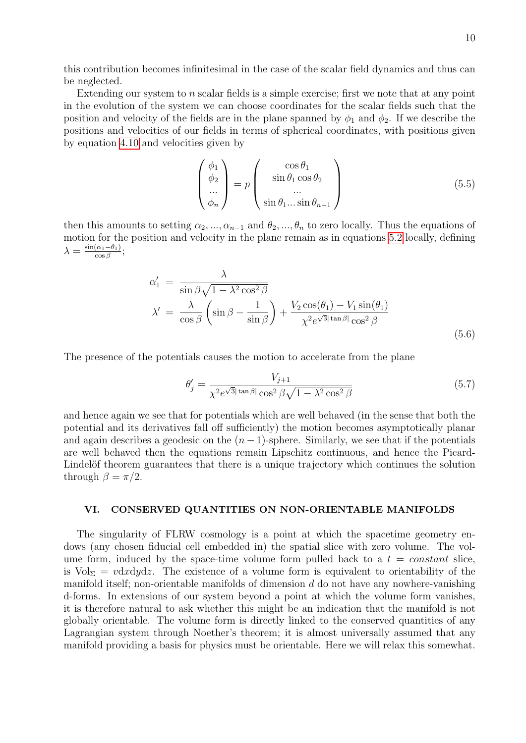this contribution becomes infinitesimal in the case of the scalar field dynamics and thus can be neglected.

Extending our system to $n$ scalar fields is a simple exercise; first we note that at any point in the evolution of the system we can choose coordinates for the scalar fields such that the position and velocity of the fields are in the plane spanned by $\phi_1$ and $\phi_2$. If we describe the positions and velocities of our fields in terms of spherical coordinates, with positions given by equation 4.10 and velocities given by

$$
\begin{pmatrix} \phi_1 \\ \phi_2 \\ ... \\ \phi_n \end{pmatrix} = p \begin{pmatrix} \cos\theta_1 \\ \sin\theta_1 \cos\theta_2 \\ ... \\ \sin\theta_1 ... \sin\theta_{n-1} \end{pmatrix} \tag{5.5}
$$

then this amounts to setting $\alpha_2, ..., \alpha_{n-1}$ and $\theta_2, ..., \theta_n$ to zero locally. Thus the equations of motion for the position and velocity in the plane remain as in equations 5.2 locally, defining $\lambda = \frac{\sin(\alpha_1 - \theta_1)}{\cos\beta}$;

$$
\begin{aligned}
\alpha_1' &= \frac{\lambda}{\sin\beta\sqrt{1-\lambda^2\cos^2\beta}} \\
\lambda' &= \frac{\lambda}{\cos\beta}\left(\sin\beta - \frac{1}{\sin\beta}\right) + \frac{V_2\cos(\theta_1) - V_1\sin(\theta_1)}{\chi^2 e^{\sqrt{3}|\tan\beta|}\cos^2\beta}
\end{aligned} \tag{5.6}
$$

The presence of the potentials causes the motion to accelerate from the plane

$$
\theta_j' = \frac{V_{j+1}}{\chi^2 e^{\sqrt{3}|\tan\beta|}\cos^2\beta\sqrt{1-\lambda^2\cos^2\beta}} \tag{5.7}
$$

and hence again we see that for potentials which are well behaved (in the sense that both the potential and its derivatives fall off sufficiently) the motion becomes asymptotically planar and again describes a geodesic on the $(n-1)$-sphere. Similarly, we see that if the potentials are well behaved then the equations remain Lipschitz continuous, and hence the Picard-Lindelöf theorem guarantees that there is a unique trajectory which continues the solution through $\beta = \pi/2$.

## VI. CONSERVED QUANTITIES ON NON-ORIENTABLE MANIFOLDS

The singularity of FLRW cosmology is a point at which the spacetime geometry endows (any chosen fiducial cell embedded in) the spatial slice with zero volume. The volume form, induced by the space-time volume form pulled back to a $t = \textit{constant}$ slice, is $\text{Vol}_\Sigma = v\text{d}x\text{d}y\text{d}z$. The existence of a volume form is equivalent to orientability of the manifold itself; non-orientable manifolds of dimension $d$ do not have any nowhere-vanishing d-forms. In extensions of our system beyond a point at which the volume form vanishes, it is therefore natural to ask whether this might be an indication that the manifold is not globally orientable. The volume form is directly linked to the conserved quantities of any Lagrangian system through Noether's theorem; it is almost universally assumed that any manifold providing a basis for physics must be orientable. Here we will relax this somewhat.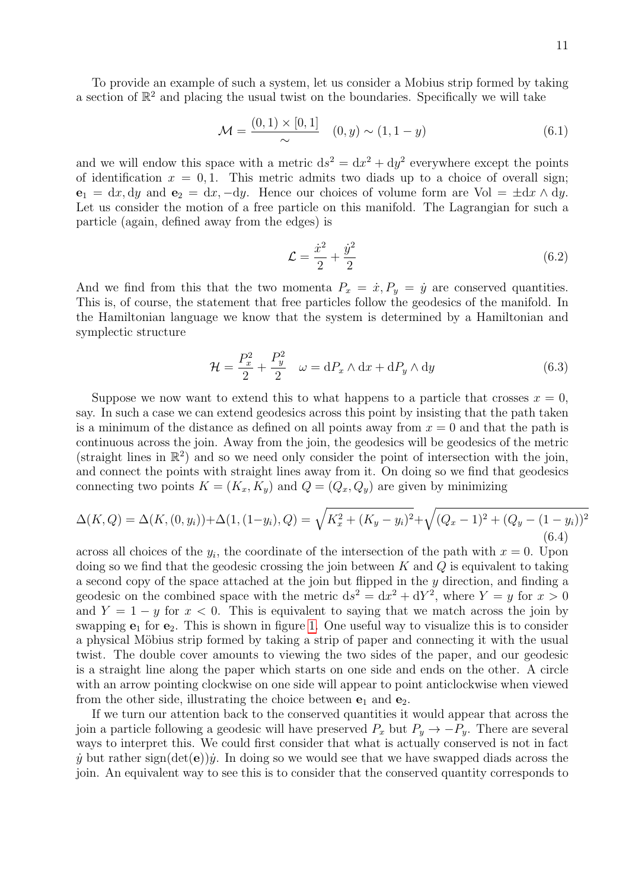To provide an example of such a system, let us consider a Mobius strip formed by taking a section of $\mathbb{R}^2$ and placing the usual twist on the boundaries. Specifically we will take

$$\mathcal{M} = \frac{(0,1) \times [0,1]}{\sim} \quad (0,y) \sim (1, 1-y) \tag{6.1}$$

and we will endow this space with a metric $\mathrm{d}s^2 = \mathrm{d}x^2 + \mathrm{d}y^2$ everywhere except the points of identification $x = 0, 1$. This metric admits two diads up to a choice of overall sign; $\mathbf{e}_1 = \mathrm{d}x, \mathrm{d}y$ and $\mathbf{e}_2 = \mathrm{d}x, -\mathrm{d}y$. Hence our choices of volume form are $\mathrm{Vol} = \pm \mathrm{d}x \wedge \mathrm{d}y$. Let us consider the motion of a free particle on this manifold. The Lagrangian for such a particle (again, defined away from the edges) is

$$\mathcal{L} = \frac{\dot{x}^2}{2} + \frac{\dot{y}^2}{2} \tag{6.2}$$

And we find from this that the two momenta $P_x = \dot{x}, P_y = \dot{y}$ are conserved quantities. This is, of course, the statement that free particles follow the geodesics of the manifold. In the Hamiltonian language we know that the system is determined by a Hamiltonian and symplectic structure

$$\mathcal{H} = \frac{P_x^2}{2} + \frac{P_y^2}{2} \quad \omega = \mathrm{d}P_x \wedge \mathrm{d}x + \mathrm{d}P_y \wedge \mathrm{d}y \tag{6.3}$$

Suppose we now want to extend this to what happens to a particle that crosses $x = 0$, say. In such a case we can extend geodesics across this point by insisting that the path taken is a minimum of the distance as defined on all points away from $x = 0$ and that the path is continuous across the join. Away from the join, the geodesics will be geodesics of the metric (straight lines in $\mathbb{R}^2$) and so we need only consider the point of intersection with the join, and connect the points with straight lines away from it. On doing so we find that geodesics connecting two points $K = (K_x, K_y)$ and $Q = (Q_x, Q_y)$ are given by minimizing

$$\Delta(K,Q) = \Delta(K,(0,y_i)) + \Delta(1,(1-y_i),Q) = \sqrt{K_x^2 + (K_y - y_i)^2} + \sqrt{(Q_x - 1)^2 + (Q_y - (1-y_i))^2} \tag{6.4}$$

across all choices of the $y_i$, the coordinate of the intersection of the path with $x = 0$. Upon doing so we find that the geodesic crossing the join between $K$ and $Q$ is equivalent to taking a second copy of the space attached at the join but flipped in the $y$ direction, and finding a geodesic on the combined space with the metric $\mathrm{d}s^2 = \mathrm{d}x^2 + \mathrm{d}Y^2$, where $Y = y$ for $x > 0$ and $Y = 1 - y$ for $x < 0$. This is equivalent to saying that we match across the join by swapping $\mathbf{e}_1$ for $\mathbf{e}_2$. This is shown in figure 1. One useful way to visualize this is to consider a physical Möbius strip formed by taking a strip of paper and connecting it with the usual twist. The double cover amounts to viewing the two sides of the paper, and our geodesic is a straight line along the paper which starts on one side and ends on the other. A circle with an arrow pointing clockwise on one side will appear to point anticlockwise when viewed from the other side, illustrating the choice between $\mathbf{e}_1$ and $\mathbf{e}_2$.

If we turn our attention back to the conserved quantities it would appear that across the join a particle following a geodesic will have preserved $P_x$ but $P_y \to -P_y$. There are several ways to interpret this. We could first consider that what is actually conserved is not in fact $\dot{y}$ but rather $\mathrm{sign}(\det(\mathbf{e}))\dot{y}$. In doing so we would see that we have swapped diads across the join. An equivalent way to see this is to consider that the conserved quantity corresponds to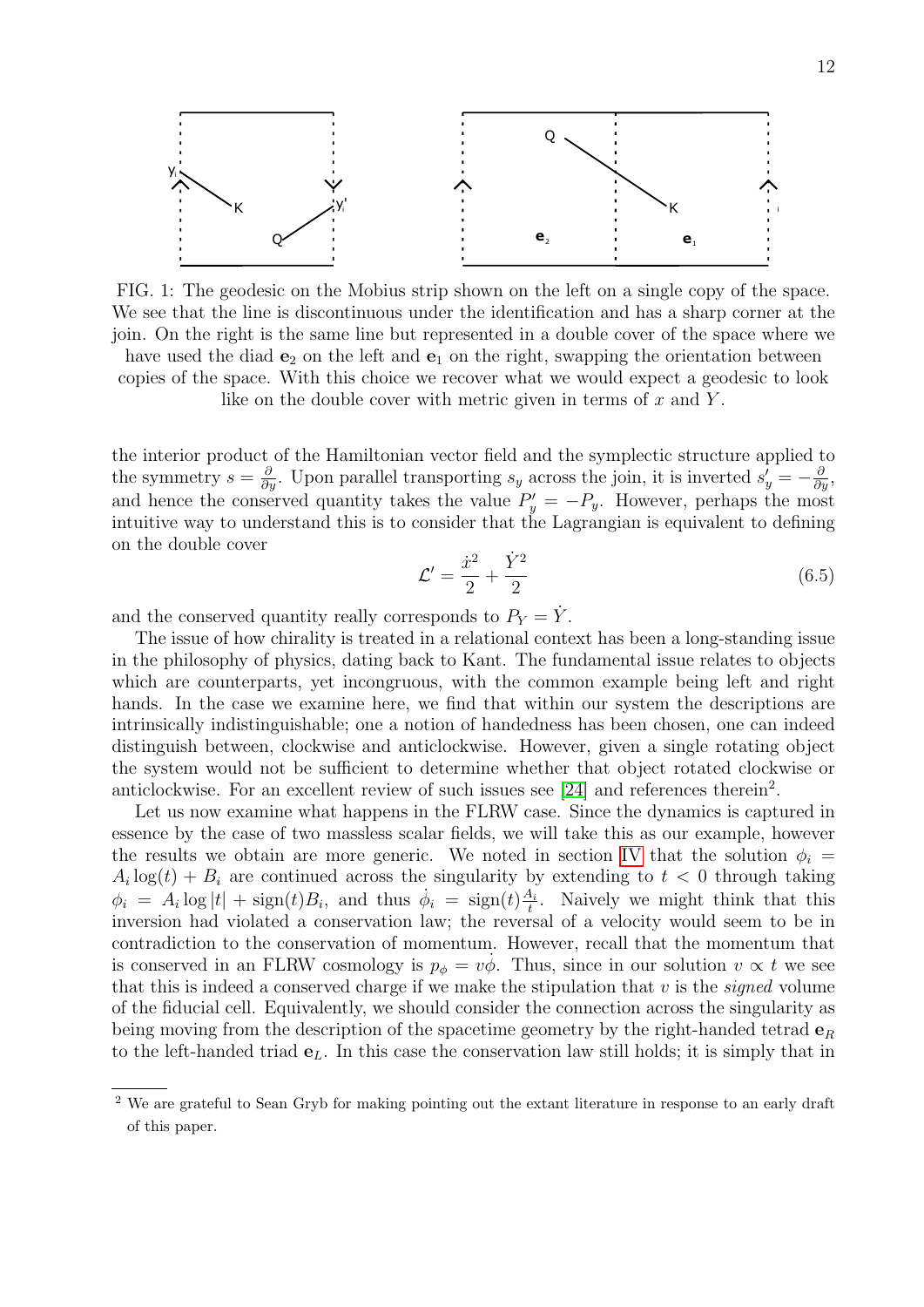FIG. 1: The geodesic on the Mobius strip shown on the left on a single copy of the space. We see that the line is discontinuous under the identification and has a sharp corner at the join. On the right is the same line but represented in a double cover of the space where we have used the diad $\mathbf{e}_2$ on the left and $\mathbf{e}_1$ on the right, swapping the orientation between copies of the space. With this choice we recover what we would expect a geodesic to look like on the double cover with metric given in terms of $x$ and $Y$.

the interior product of the Hamiltonian vector field and the symplectic structure applied to the symmetry $s = \frac{\partial}{\partial y}$. Upon parallel transporting $s_y$ across the join, it is inverted $s'_y = -\frac{\partial}{\partial y}$, and hence the conserved quantity takes the value $P'_y = -P_y$. However, perhaps the most intuitive way to understand this is to consider that the Lagrangian is equivalent to defining on the double cover

$$\mathcal{L}' = \frac{\dot{x}^2}{2} + \frac{\dot{Y}^2}{2} \tag{6.5}$$

and the conserved quantity really corresponds to $P_Y = \dot{Y}$.

The issue of how chirality is treated in a relational context has been a long-standing issue in the philosophy of physics, dating back to Kant. The fundamental issue relates to objects which are counterparts, yet incongruous, with the common example being left and right hands. In the case we examine here, we find that within our system the descriptions are intrinsically indistinguishable; one a notion of handedness has been chosen, one can indeed distinguish between, clockwise and anticlockwise. However, given a single rotating object the system would not be sufficient to determine whether that object rotated clockwise or anticlockwise. For an excellent review of such issues see [24] and references therein[2].

Let us now examine what happens in the FLRW case. Since the dynamics is captured in essence by the case of two massless scalar fields, we will take this as our example, however the results we obtain are more generic. We noted in section IV that the solution $\phi_i = A_i \log(t) + B_i$ are continued across the singularity by extending to $t < 0$ through taking $\phi_i = A_i \log|t| + \mathrm{sign}(t) B_i$, and thus $\dot{\phi}_i = \mathrm{sign}(t)\frac{A_i}{t}$. Naively we might think that this inversion had violated a conservation law; the reversal of a velocity would seem to be in contradiction to the conservation of momentum. However, recall that the momentum that is conserved in an FLRW cosmology is $p_\phi = v\dot{\phi}$. Thus, since in our solution $v \propto t$ we see that this is indeed a conserved charge if we make the stipulation that $v$ is the *signed* volume of the fiducial cell. Equivalently, we should consider the connection across the singularity as being moving from the description of the spacetime geometry by the right-handed tetrad $\mathbf{e}_R$ to the left-handed triad $\mathbf{e}_L$. In this case the conservation law still holds; it is simply that in

---

[2] We are grateful to Sean Gryb for making pointing out the extant literature in response to an early draft of this paper.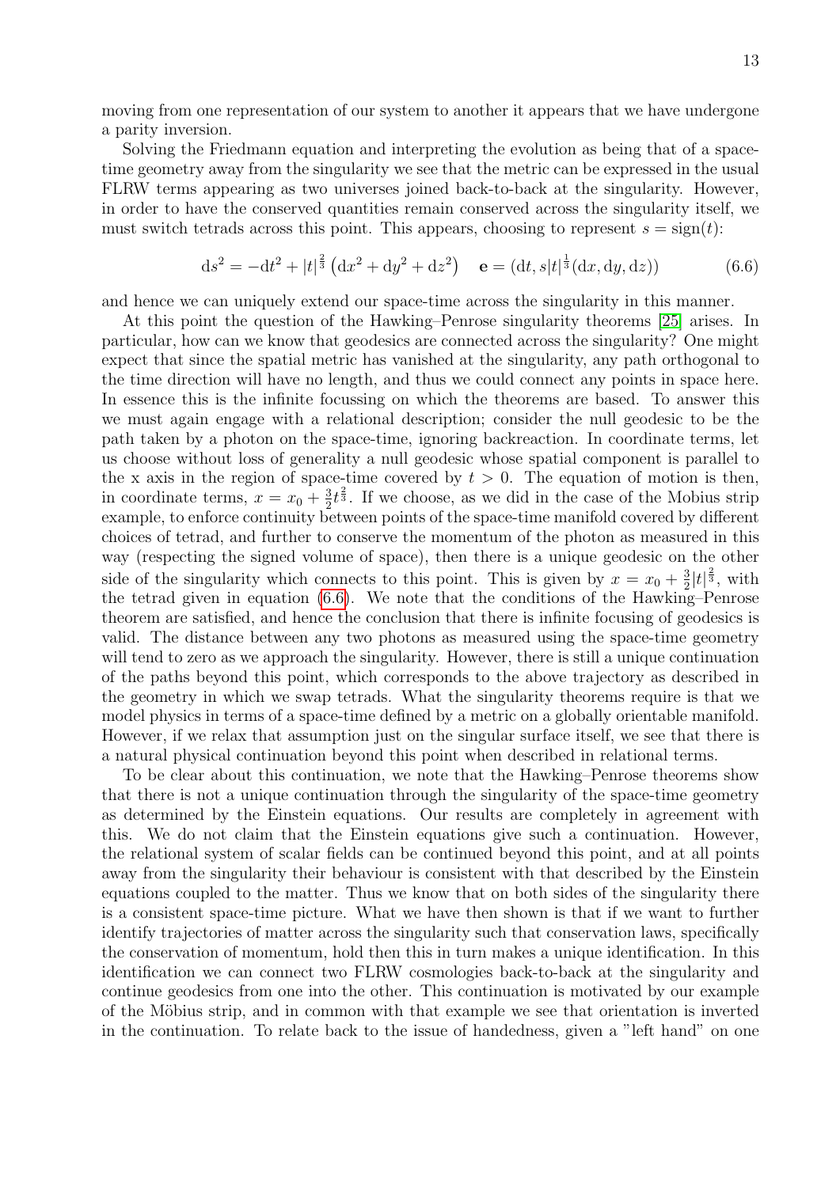moving from one representation of our system to another it appears that we have undergone a parity inversion.

Solving the Friedmann equation and interpreting the evolution as being that of a space-time geometry away from the singularity we see that the metric can be expressed in the usual FLRW terms appearing as two universes joined back-to-back at the singularity. However, in order to have the conserved quantities remain conserved across the singularity itself, we must switch tetrads across this point. This appears, choosing to represent $s = \text{sign}(t)$:

$$\mathrm{d}s^2 = -\mathrm{d}t^2 + |t|^{\frac{2}{3}} \left(\mathrm{d}x^2 + \mathrm{d}y^2 + \mathrm{d}z^2\right) \quad \mathbf{e} = (\mathrm{d}t, s|t|^{\frac{1}{3}}(\mathrm{d}x, \mathrm{d}y, \mathrm{d}z)) \tag{6.6}$$

and hence we can uniquely extend our space-time across the singularity in this manner.

At this point the question of the Hawking–Penrose singularity theorems [25] arises. In particular, how can we know that geodesics are connected across the singularity? One might expect that since the spatial metric has vanished at the singularity, any path orthogonal to the time direction will have no length, and thus we could connect any points in space here. In essence this is the infinite focussing on which the theorems are based. To answer this we must again engage with a relational description; consider the null geodesic to be the path taken by a photon on the space-time, ignoring backreaction. In coordinate terms, let us choose without loss of generality a null geodesic whose spatial component is parallel to the x axis in the region of space-time covered by $t > 0$. The equation of motion is then, in coordinate terms, $x = x_0 + \frac{3}{2}t^{\frac{2}{3}}$. If we choose, as we did in the case of the Mobius strip example, to enforce continuity between points of the space-time manifold covered by different choices of tetrad, and further to conserve the momentum of the photon as measured in this way (respecting the signed volume of space), then there is a unique geodesic on the other side of the singularity which connects to this point. This is given by $x = x_0 + \frac{3}{2}|t|^{\frac{2}{3}}$, with the tetrad given in equation (6.6). We note that the conditions of the Hawking–Penrose theorem are satisfied, and hence the conclusion that there is infinite focusing of geodesics is valid. The distance between any two photons as measured using the space-time geometry will tend to zero as we approach the singularity. However, there is still a unique continuation of the paths beyond this point, which corresponds to the above trajectory as described in the geometry in which we swap tetrads. What the singularity theorems require is that we model physics in terms of a space-time defined by a metric on a globally orientable manifold. However, if we relax that assumption just on the singular surface itself, we see that there is a natural physical continuation beyond this point when described in relational terms.

To be clear about this continuation, we note that the Hawking–Penrose theorems show that there is not a unique continuation through the singularity of the space-time geometry as determined by the Einstein equations. Our results are completely in agreement with this. We do not claim that the Einstein equations give such a continuation. However, the relational system of scalar fields can be continued beyond this point, and at all points away from the singularity their behaviour is consistent with that described by the Einstein equations coupled to the matter. Thus we know that on both sides of the singularity there is a consistent space-time picture. What we have then shown is that if we want to further identify trajectories of matter across the singularity such that conservation laws, specifically the conservation of momentum, hold then this in turn makes a unique identification. In this identification we can connect two FLRW cosmologies back-to-back at the singularity and continue geodesics from one into the other. This continuation is motivated by our example of the Möbius strip, and in common with that example we see that orientation is inverted in the continuation. To relate back to the issue of handedness, given a "left hand" on one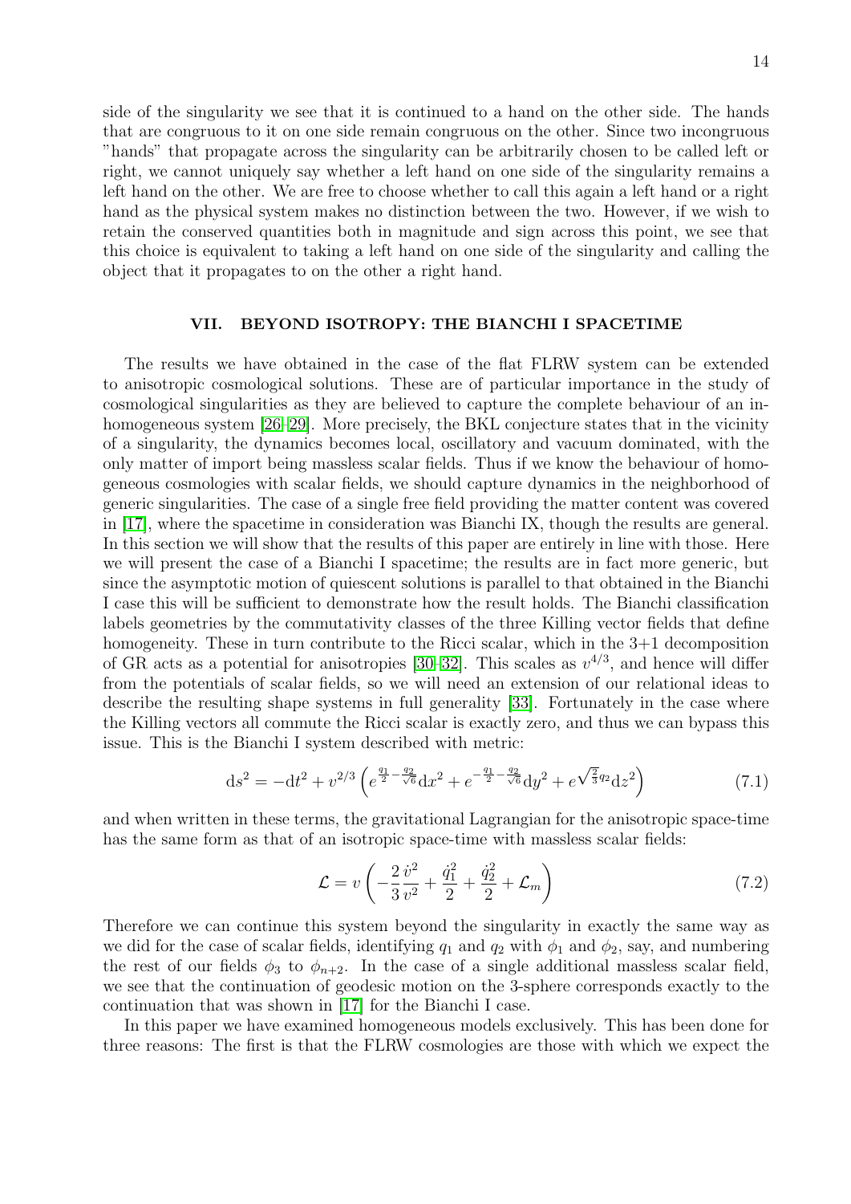side of the singularity we see that it is continued to a hand on the other side. The hands that are congruous to it on one side remain congruous on the other. Since two incongruous "hands" that propagate across the singularity can be arbitrarily chosen to be called left or right, we cannot uniquely say whether a left hand on one side of the singularity remains a left hand on the other. We are free to choose whether to call this again a left hand or a right hand as the physical system makes no distinction between the two. However, if we wish to retain the conserved quantities both in magnitude and sign across this point, we see that this choice is equivalent to taking a left hand on one side of the singularity and calling the object that it propagates to on the other a right hand.

## VII. BEYOND ISOTROPY: THE BIANCHI I SPACETIME

The results we have obtained in the case of the flat FLRW system can be extended to anisotropic cosmological solutions. These are of particular importance in the study of cosmological singularities as they are believed to capture the complete behaviour of an inhomogeneous system [26–29]. More precisely, the BKL conjecture states that in the vicinity of a singularity, the dynamics becomes local, oscillatory and vacuum dominated, with the only matter of import being massless scalar fields. Thus if we know the behaviour of homogeneous cosmologies with scalar fields, we should capture dynamics in the neighborhood of generic singularities. The case of a single free field providing the matter content was covered in [17], where the spacetime in consideration was Bianchi IX, though the results are general. In this section we will show that the results of this paper are entirely in line with those. Here we will present the case of a Bianchi I spacetime; the results are in fact more generic, but since the asymptotic motion of quiescent solutions is parallel to that obtained in the Bianchi I case this will be sufficient to demonstrate how the result holds. The Bianchi classification labels geometries by the commutativity classes of the three Killing vector fields that define homogeneity. These in turn contribute to the Ricci scalar, which in the 3+1 decomposition of GR acts as a potential for anisotropies [30–32]. This scales as $v^{4/3}$, and hence will differ from the potentials of scalar fields, so we will need an extension of our relational ideas to describe the resulting shape systems in full generality [33]. Fortunately in the case where the Killing vectors all commute the Ricci scalar is exactly zero, and thus we can bypass this issue. This is the Bianchi I system described with metric:

$$\mathrm{d}s^2 = -\mathrm{d}t^2 + v^{2/3}\left(e^{\frac{q_1}{2}-\frac{q_2}{\sqrt{6}}}\mathrm{d}x^2 + e^{-\frac{q_1}{2}-\frac{q_2}{\sqrt{6}}}\mathrm{d}y^2 + e^{\sqrt{\frac{2}{3}}q_2}\mathrm{d}z^2\right) \tag{7.1}$$

and when written in these terms, the gravitational Lagrangian for the anisotropic space-time has the same form as that of an isotropic space-time with massless scalar fields:

$$\mathcal{L} = v\left(-\frac{2}{3}\frac{\dot{v}^2}{v^2} + \frac{\dot{q}_1^2}{2} + \frac{\dot{q}_2^2}{2} + \mathcal{L}_m\right) \tag{7.2}$$

Therefore we can continue this system beyond the singularity in exactly the same way as we did for the case of scalar fields, identifying $q_1$ and $q_2$ with $\phi_1$ and $\phi_2$, say, and numbering the rest of our fields $\phi_3$ to $\phi_{n+2}$. In the case of a single additional massless scalar field, we see that the continuation of geodesic motion on the 3-sphere corresponds exactly to the continuation that was shown in [17] for the Bianchi I case.

In this paper we have examined homogeneous models exclusively. This has been done for three reasons: The first is that the FLRW cosmologies are those with which we expect the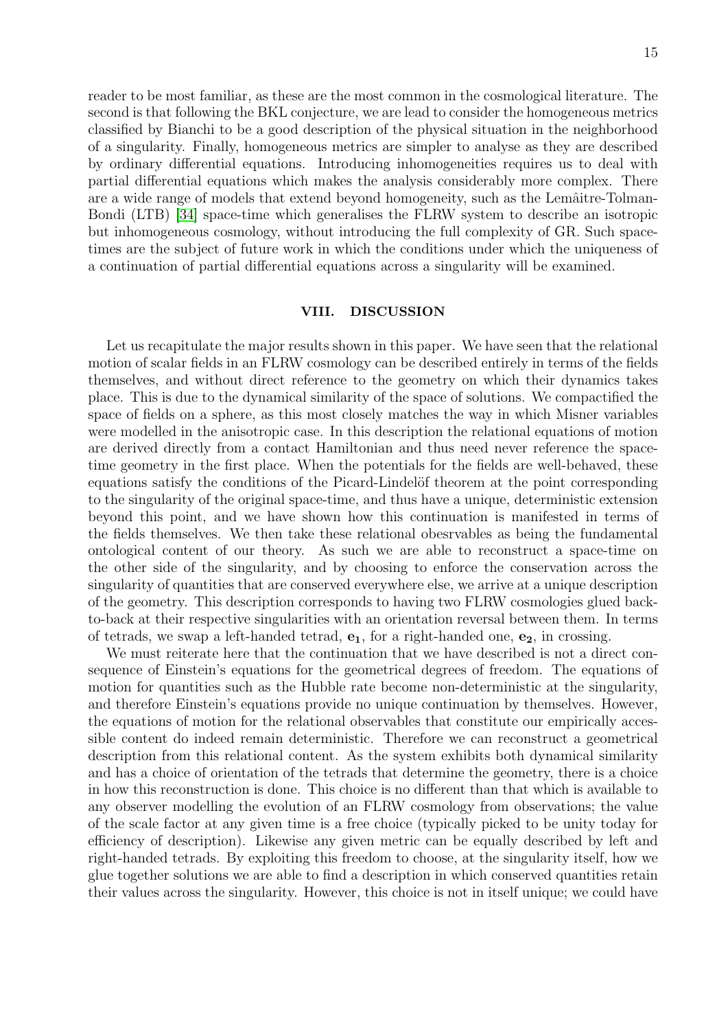reader to be most familiar, as these are the most common in the cosmological literature. The second is that following the BKL conjecture, we are lead to consider the homogeneous metrics classified by Bianchi to be a good description of the physical situation in the neighborhood of a singularity. Finally, homogeneous metrics are simpler to analyse as they are described by ordinary differential equations. Introducing inhomogeneities requires us to deal with partial differential equations which makes the analysis considerably more complex. There are a wide range of models that extend beyond homogeneity, such as the Lemâitre-Tolman-Bondi (LTB) [34] space-time which generalises the FLRW system to describe an isotropic but inhomogeneous cosmology, without introducing the full complexity of GR. Such space-times are the subject of future work in which the conditions under which the uniqueness of a continuation of partial differential equations across a singularity will be examined.

## VIII. DISCUSSION

Let us recapitulate the major results shown in this paper. We have seen that the relational motion of scalar fields in an FLRW cosmology can be described entirely in terms of the fields themselves, and without direct reference to the geometry on which their dynamics takes place. This is due to the dynamical similarity of the space of solutions. We compactified the space of fields on a sphere, as this most closely matches the way in which Misner variables were modelled in the anisotropic case. In this description the relational equations of motion are derived directly from a contact Hamiltonian and thus need never reference the space-time geometry in the first place. When the potentials for the fields are well-behaved, these equations satisfy the conditions of the Picard-Lindelöf theorem at the point corresponding to the singularity of the original space-time, and thus have a unique, deterministic extension beyond this point, and we have shown how this continuation is manifested in terms of the fields themselves. We then take these relational obesrvables as being the fundamental ontological content of our theory. As such we are able to reconstruct a space-time on the other side of the singularity, and by choosing to enforce the conservation across the singularity of quantities that are conserved everywhere else, we arrive at a unique description of the geometry. This description corresponds to having two FLRW cosmologies glued back-to-back at their respective singularities with an orientation reversal between them. In terms of tetrads, we swap a left-handed tetrad, $\mathbf{e_1}$, for a right-handed one, $\mathbf{e_2}$, in crossing.

We must reiterate here that the continuation that we have described is not a direct consequence of Einstein's equations for the geometrical degrees of freedom. The equations of motion for quantities such as the Hubble rate become non-deterministic at the singularity, and therefore Einstein's equations provide no unique continuation by themselves. However, the equations of motion for the relational observables that constitute our empirically accessible content do indeed remain deterministic. Therefore we can reconstruct a geometrical description from this relational content. As the system exhibits both dynamical similarity and has a choice of orientation of the tetrads that determine the geometry, there is a choice in how this reconstruction is done. This choice is no different than that which is available to any observer modelling the evolution of an FLRW cosmology from observations; the value of the scale factor at any given time is a free choice (typically picked to be unity today for efficiency of description). Likewise any given metric can be equally described by left and right-handed tetrads. By exploiting this freedom to choose, at the singularity itself, how we glue together solutions we are able to find a description in which conserved quantities retain their values across the singularity. However, this choice is not in itself unique; we could have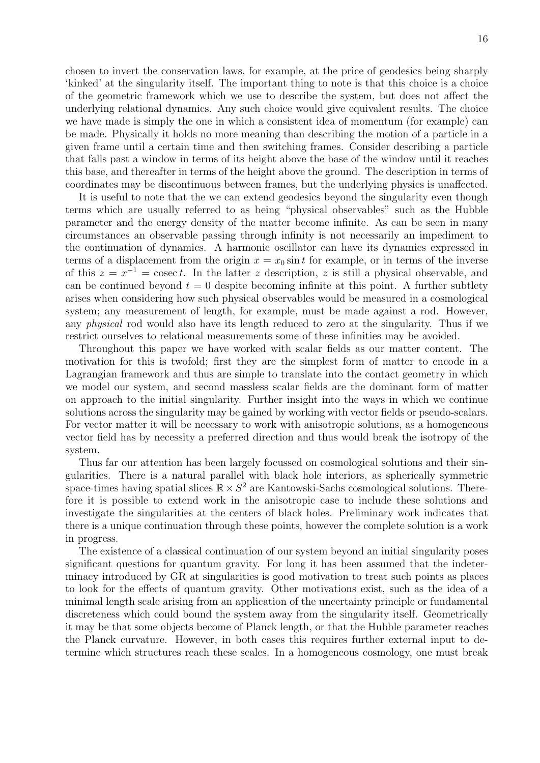chosen to invert the conservation laws, for example, at the price of geodesics being sharply 'kinked' at the singularity itself. The important thing to note is that this choice is a choice of the geometric framework which we use to describe the system, but does not affect the underlying relational dynamics. Any such choice would give equivalent results. The choice we have made is simply the one in which a consistent idea of momentum (for example) can be made. Physically it holds no more meaning than describing the motion of a particle in a given frame until a certain time and then switching frames. Consider describing a particle that falls past a window in terms of its height above the base of the window until it reaches this base, and thereafter in terms of the height above the ground. The description in terms of coordinates may be discontinuous between frames, but the underlying physics is unaffected.

It is useful to note that the we can extend geodesics beyond the singularity even though terms which are usually referred to as being "physical observables" such as the Hubble parameter and the energy density of the matter become infinite. As can be seen in many circumstances an observable passing through infinity is not necessarily an impediment to the continuation of dynamics. A harmonic oscillator can have its dynamics expressed in terms of a displacement from the origin $x = x_0 \sin t$ for example, or in terms of the inverse of this $z = x^{-1} = \operatorname{cosec} t$. In the latter $z$ description, $z$ is still a physical observable, and can be continued beyond $t = 0$ despite becoming infinite at this point. A further subtlety arises when considering how such physical observables would be measured in a cosmological system; any measurement of length, for example, must be made against a rod. However, any *physical* rod would also have its length reduced to zero at the singularity. Thus if we restrict ourselves to relational measurements some of these infinities may be avoided.

Throughout this paper we have worked with scalar fields as our matter content. The motivation for this is twofold; first they are the simplest form of matter to encode in a Lagrangian framework and thus are simple to translate into the contact geometry in which we model our system, and second massless scalar fields are the dominant form of matter on approach to the initial singularity. Further insight into the ways in which we continue solutions across the singularity may be gained by working with vector fields or pseudo-scalars. For vector matter it will be necessary to work with anisotropic solutions, as a homogeneous vector field has by necessity a preferred direction and thus would break the isotropy of the system.

Thus far our attention has been largely focussed on cosmological solutions and their singularities. There is a natural parallel with black hole interiors, as spherically symmetric space-times having spatial slices $\mathbb{R} \times S^2$ are Kantowski-Sachs cosmological solutions. Therefore it is possible to extend work in the anisotropic case to include these solutions and investigate the singularities at the centers of black holes. Preliminary work indicates that there is a unique continuation through these points, however the complete solution is a work in progress.

The existence of a classical continuation of our system beyond an initial singularity poses significant questions for quantum gravity. For long it has been assumed that the indeterminacy introduced by GR at singularities is good motivation to treat such points as places to look for the effects of quantum gravity. Other motivations exist, such as the idea of a minimal length scale arising from an application of the uncertainty principle or fundamental discreteness which could bound the system away from the singularity itself. Geometrically it may be that some objects become of Planck length, or that the Hubble parameter reaches the Planck curvature. However, in both cases this requires further external input to determine which structures reach these scales. In a homogeneous cosmology, one must break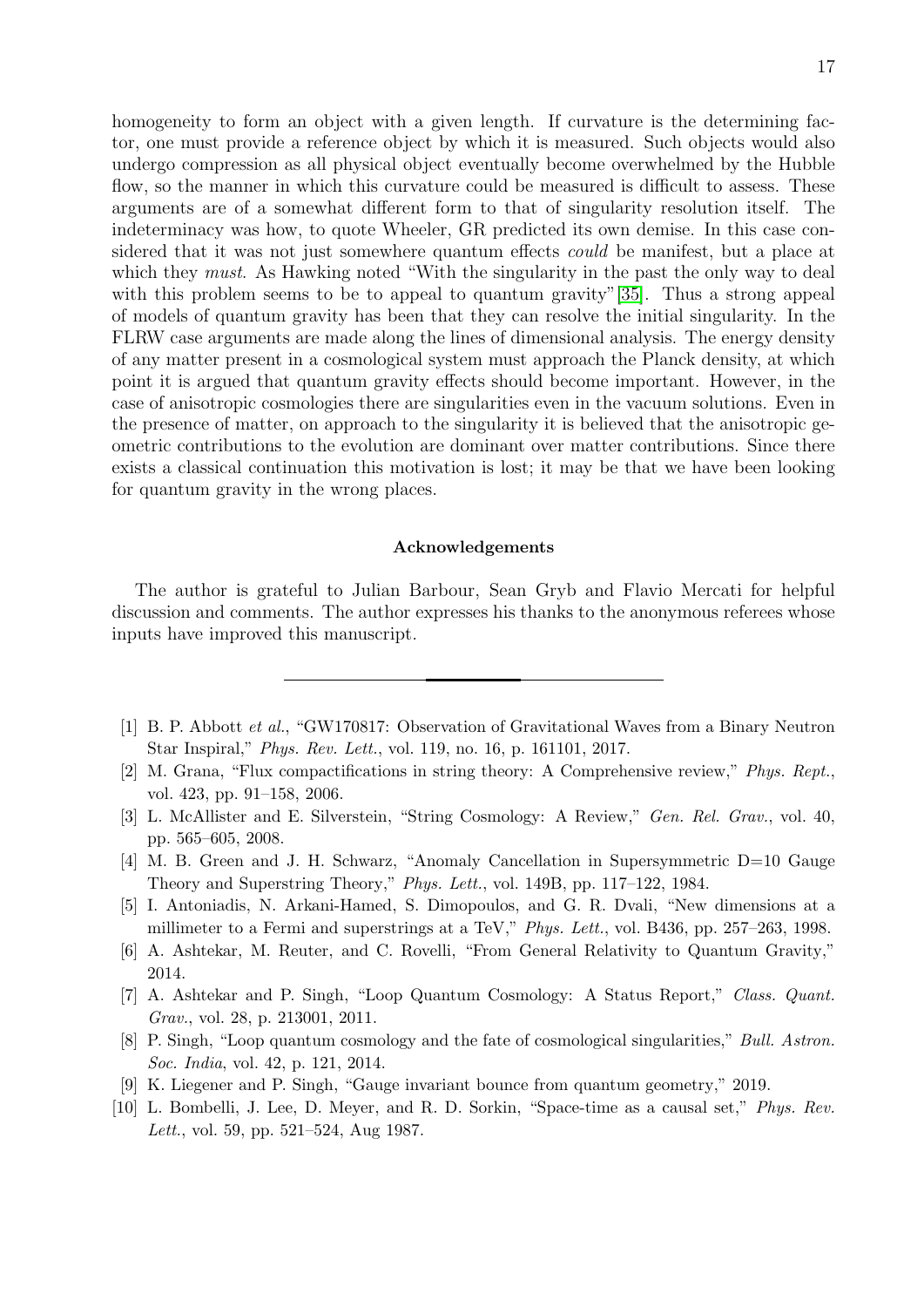homogeneity to form an object with a given length. If curvature is the determining factor, one must provide a reference object by which it is measured. Such objects would also undergo compression as all physical object eventually become overwhelmed by the Hubble flow, so the manner in which this curvature could be measured is difficult to assess. These arguments are of a somewhat different form to that of singularity resolution itself. The indeterminacy was how, to quote Wheeler, GR predicted its own demise. In this case considered that it was not just somewhere quantum effects *could* be manifest, but a place at which they *must*. As Hawking noted "With the singularity in the past the only way to deal with this problem seems to be to appeal to quantum gravity"[35]. Thus a strong appeal of models of quantum gravity has been that they can resolve the initial singularity. In the FLRW case arguments are made along the lines of dimensional analysis. The energy density of any matter present in a cosmological system must approach the Planck density, at which point it is argued that quantum gravity effects should become important. However, in the case of anisotropic cosmologies there are singularities even in the vacuum solutions. Even in the presence of matter, on approach to the singularity it is believed that the anisotropic geometric contributions to the evolution are dominant over matter contributions. Since there exists a classical continuation this motivation is lost; it may be that we have been looking for quantum gravity in the wrong places.

#### Acknowledgements

The author is grateful to Julian Barbour, Sean Gryb and Flavio Mercati for helpful discussion and comments. The author expresses his thanks to the anonymous referees whose inputs have improved this manuscript.

---

[1] B. P. Abbott *et al.*, "GW170817: Observation of Gravitational Waves from a Binary Neutron Star Inspiral," *Phys. Rev. Lett.*, vol. 119, no. 16, p. 161101, 2017.

[2] M. Grana, "Flux compactifications in string theory: A Comprehensive review," *Phys. Rept.*, vol. 423, pp. 91–158, 2006.

[3] L. McAllister and E. Silverstein, "String Cosmology: A Review," *Gen. Rel. Grav.*, vol. 40, pp. 565–605, 2008.

[4] M. B. Green and J. H. Schwarz, "Anomaly Cancellation in Supersymmetric D=10 Gauge Theory and Superstring Theory," *Phys. Lett.*, vol. 149B, pp. 117–122, 1984.

[5] I. Antoniadis, N. Arkani-Hamed, S. Dimopoulos, and G. R. Dvali, "New dimensions at a millimeter to a Fermi and superstrings at a TeV," *Phys. Lett.*, vol. B436, pp. 257–263, 1998.

[6] A. Ashtekar, M. Reuter, and C. Rovelli, "From General Relativity to Quantum Gravity," 2014.

[7] A. Ashtekar and P. Singh, "Loop Quantum Cosmology: A Status Report," *Class. Quant. Grav.*, vol. 28, p. 213001, 2011.

[8] P. Singh, "Loop quantum cosmology and the fate of cosmological singularities," *Bull. Astron. Soc. India*, vol. 42, p. 121, 2014.

[9] K. Liegener and P. Singh, "Gauge invariant bounce from quantum geometry," 2019.

[10] L. Bombelli, J. Lee, D. Meyer, and R. D. Sorkin, "Space-time as a causal set," *Phys. Rev. Lett.*, vol. 59, pp. 521–524, Aug 1987.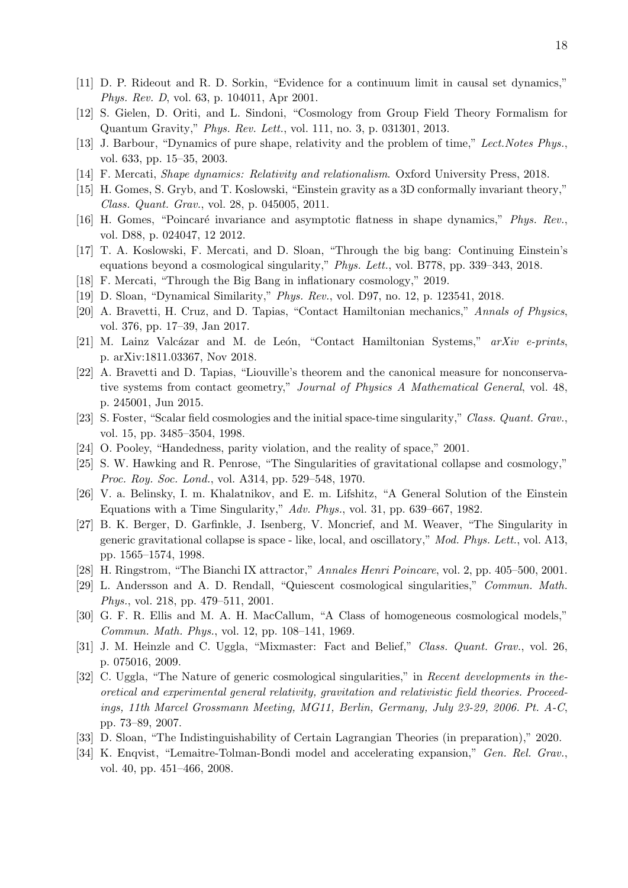[11] D. P. Rideout and R. D. Sorkin, "Evidence for a continuum limit in causal set dynamics," *Phys. Rev. D*, vol. 63, p. 104011, Apr 2001.

[12] S. Gielen, D. Oriti, and L. Sindoni, "Cosmology from Group Field Theory Formalism for Quantum Gravity," *Phys. Rev. Lett.*, vol. 111, no. 3, p. 031301, 2013.

[13] J. Barbour, "Dynamics of pure shape, relativity and the problem of time," *Lect.Notes Phys.*, vol. 633, pp. 15–35, 2003.

[14] F. Mercati, *Shape dynamics: Relativity and relationalism*. Oxford University Press, 2018.

[15] H. Gomes, S. Gryb, and T. Koslowski, "Einstein gravity as a 3D conformally invariant theory," *Class. Quant. Grav.*, vol. 28, p. 045005, 2011.

[16] H. Gomes, "Poincaré invariance and asymptotic flatness in shape dynamics," *Phys. Rev.*, vol. D88, p. 024047, 12 2012.

[17] T. A. Koslowski, F. Mercati, and D. Sloan, "Through the big bang: Continuing Einstein's equations beyond a cosmological singularity," *Phys. Lett.*, vol. B778, pp. 339–343, 2018.

[18] F. Mercati, "Through the Big Bang in inflationary cosmology," 2019.

[19] D. Sloan, "Dynamical Similarity," *Phys. Rev.*, vol. D97, no. 12, p. 123541, 2018.

[20] A. Bravetti, H. Cruz, and D. Tapias, "Contact Hamiltonian mechanics," *Annals of Physics*, vol. 376, pp. 17–39, Jan 2017.

[21] M. Lainz Valcázar and M. de León, "Contact Hamiltonian Systems," *arXiv e-prints*, p. arXiv:1811.03367, Nov 2018.

[22] A. Bravetti and D. Tapias, "Liouville's theorem and the canonical measure for nonconservative systems from contact geometry," *Journal of Physics A Mathematical General*, vol. 48, p. 245001, Jun 2015.

[23] S. Foster, "Scalar field cosmologies and the initial space-time singularity," *Class. Quant. Grav.*, vol. 15, pp. 3485–3504, 1998.

[24] O. Pooley, "Handedness, parity violation, and the reality of space," 2001.

[25] S. W. Hawking and R. Penrose, "The Singularities of gravitational collapse and cosmology," *Proc. Roy. Soc. Lond.*, vol. A314, pp. 529–548, 1970.

[26] V. a. Belinsky, I. m. Khalatnikov, and E. m. Lifshitz, "A General Solution of the Einstein Equations with a Time Singularity," *Adv. Phys.*, vol. 31, pp. 639–667, 1982.

[27] B. K. Berger, D. Garfinkle, J. Isenberg, V. Moncrief, and M. Weaver, "The Singularity in generic gravitational collapse is space - like, local, and oscillatory," *Mod. Phys. Lett.*, vol. A13, pp. 1565–1574, 1998.

[28] H. Ringstrom, "The Bianchi IX attractor," *Annales Henri Poincare*, vol. 2, pp. 405–500, 2001.

[29] L. Andersson and A. D. Rendall, "Quiescent cosmological singularities," *Commun. Math. Phys.*, vol. 218, pp. 479–511, 2001.

[30] G. F. R. Ellis and M. A. H. MacCallum, "A Class of homogeneous cosmological models," *Commun. Math. Phys.*, vol. 12, pp. 108–141, 1969.

[31] J. M. Heinzle and C. Uggla, "Mixmaster: Fact and Belief," *Class. Quant. Grav.*, vol. 26, p. 075016, 2009.

[32] C. Uggla, "The Nature of generic cosmological singularities," in *Recent developments in theoretical and experimental general relativity, gravitation and relativistic field theories. Proceedings, 11th Marcel Grossmann Meeting, MG11, Berlin, Germany, July 23-29, 2006. Pt. A-C*, pp. 73–89, 2007.

[33] D. Sloan, "The Indistinguishability of Certain Lagrangian Theories (in preparation)," 2020.

[34] K. Enqvist, "Lemaitre-Tolman-Bondi model and accelerating expansion," *Gen. Rel. Grav.*, vol. 40, pp. 451–466, 2008.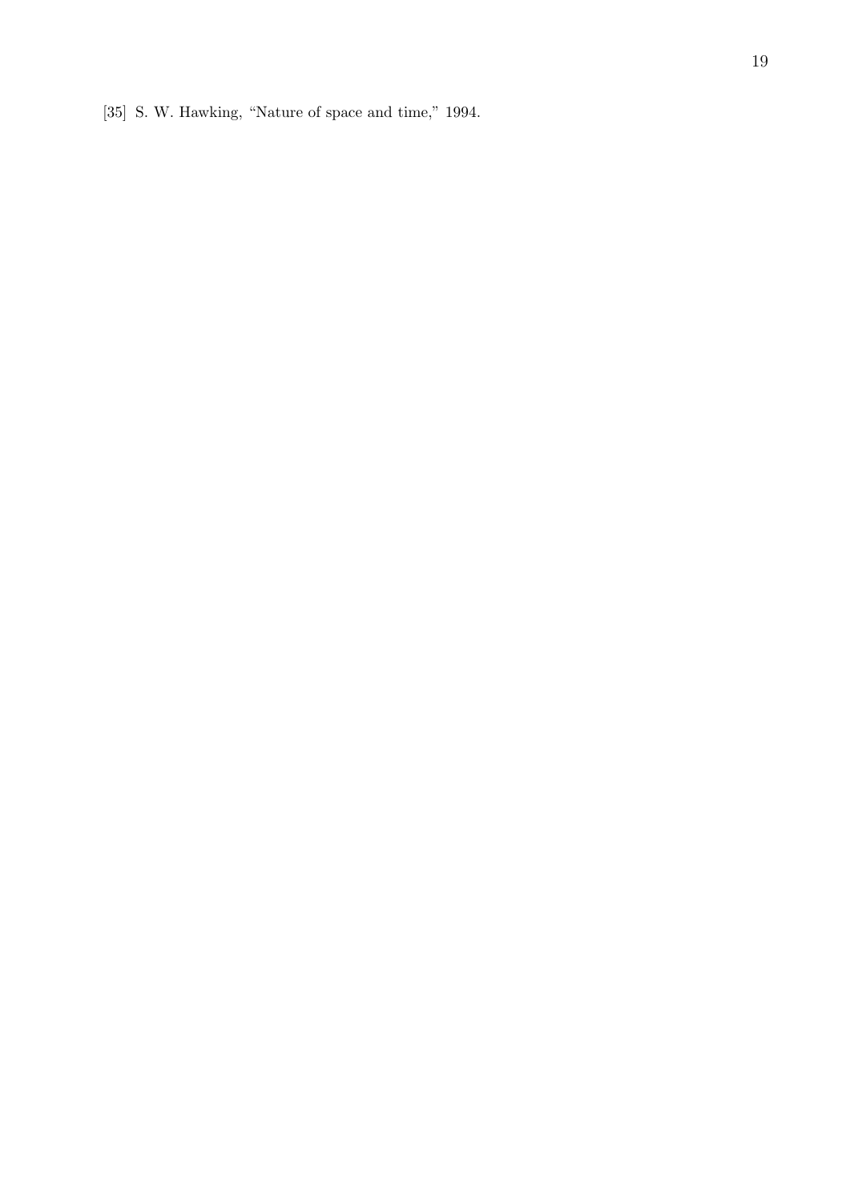[35] S. W. Hawking, "Nature of space and time," 1994.